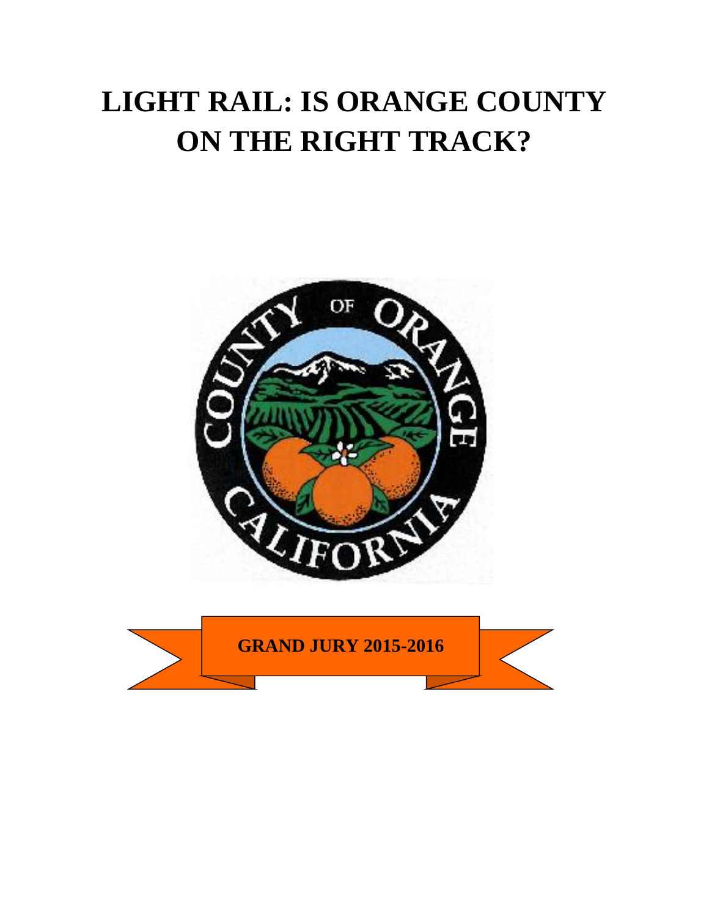# LIGHT RAIL: IS ORANGE COUNTY ON THE RIGHT TRACK?

**GRAND JURY 2015-2016**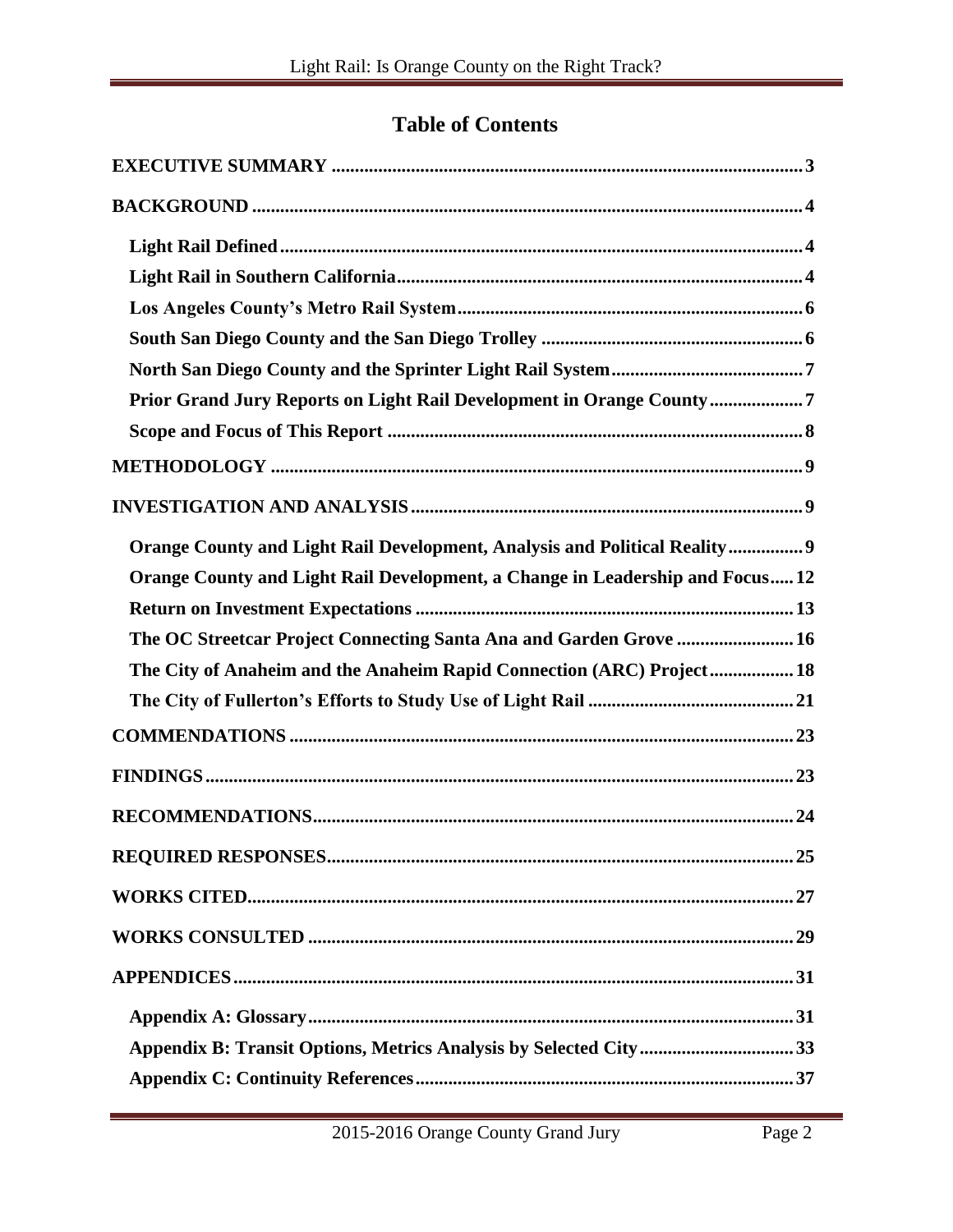# Table of Contents

| | |
|---|---|
| **EXECUTIVE SUMMARY** | **3** |
| **BACKGROUND** | **4** |
| **Light Rail Defined** | **4** |
| **Light Rail in Southern California** | **4** |
| **Los Angeles County's Metro Rail System** | **6** |
| **South San Diego County and the San Diego Trolley** | **6** |
| **North San Diego County and the Sprinter Light Rail System** | **7** |
| **Prior Grand Jury Reports on Light Rail Development in Orange County** | **7** |
| **Scope and Focus of This Report** | **8** |
| **METHODOLOGY** | **9** |
| **INVESTIGATION AND ANALYSIS** | **9** |
| **Orange County and Light Rail Development, Analysis and Political Reality** | **9** |
| **Orange County and Light Rail Development, a Change in Leadership and Focus** | **12** |
| **Return on Investment Expectations** | **13** |
| **The OC Streetcar Project Connecting Santa Ana and Garden Grove** | **16** |
| **The City of Anaheim and the Anaheim Rapid Connection (ARC) Project** | **18** |
| **The City of Fullerton's Efforts to Study Use of Light Rail** | **21** |
| **COMMENDATIONS** | **23** |
| **FINDINGS** | **23** |
| **RECOMMENDATIONS** | **24** |
| **REQUIRED RESPONSES** | **25** |
| **WORKS CITED** | **27** |
| **WORKS CONSULTED** | **29** |
| **APPENDICES** | **31** |
| **Appendix A: Glossary** | **31** |
| **Appendix B: Transit Options, Metrics Analysis by Selected City** | **33** |
| **Appendix C: Continuity References** | **37** |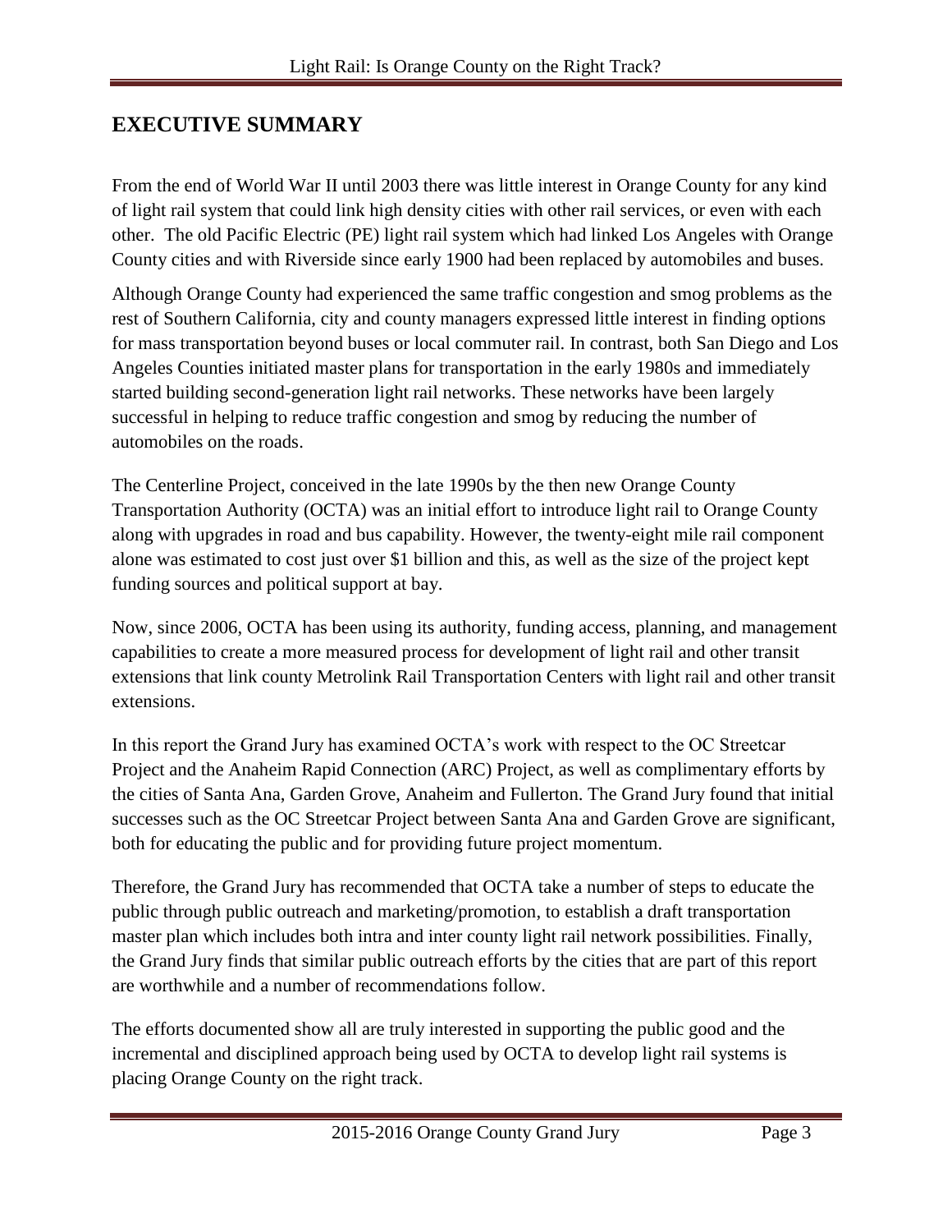## EXECUTIVE SUMMARY

From the end of World War II until 2003 there was little interest in Orange County for any kind of light rail system that could link high density cities with other rail services, or even with each other. The old Pacific Electric (PE) light rail system which had linked Los Angeles with Orange County cities and with Riverside since early 1900 had been replaced by automobiles and buses.

Although Orange County had experienced the same traffic congestion and smog problems as the rest of Southern California, city and county managers expressed little interest in finding options for mass transportation beyond buses or local commuter rail. In contrast, both San Diego and Los Angeles Counties initiated master plans for transportation in the early 1980s and immediately started building second-generation light rail networks. These networks have been largely successful in helping to reduce traffic congestion and smog by reducing the number of automobiles on the roads.

The Centerline Project, conceived in the late 1990s by the then new Orange County Transportation Authority (OCTA) was an initial effort to introduce light rail to Orange County along with upgrades in road and bus capability. However, the twenty-eight mile rail component alone was estimated to cost just over $1 billion and this, as well as the size of the project kept funding sources and political support at bay.

Now, since 2006, OCTA has been using its authority, funding access, planning, and management capabilities to create a more measured process for development of light rail and other transit extensions that link county Metrolink Rail Transportation Centers with light rail and other transit extensions.

In this report the Grand Jury has examined OCTA's work with respect to the OC Streetcar Project and the Anaheim Rapid Connection (ARC) Project, as well as complimentary efforts by the cities of Santa Ana, Garden Grove, Anaheim and Fullerton. The Grand Jury found that initial successes such as the OC Streetcar Project between Santa Ana and Garden Grove are significant, both for educating the public and for providing future project momentum.

Therefore, the Grand Jury has recommended that OCTA take a number of steps to educate the public through public outreach and marketing/promotion, to establish a draft transportation master plan which includes both intra and inter county light rail network possibilities. Finally, the Grand Jury finds that similar public outreach efforts by the cities that are part of this report are worthwhile and a number of recommendations follow.

The efforts documented show all are truly interested in supporting the public good and the incremental and disciplined approach being used by OCTA to develop light rail systems is placing Orange County on the right track.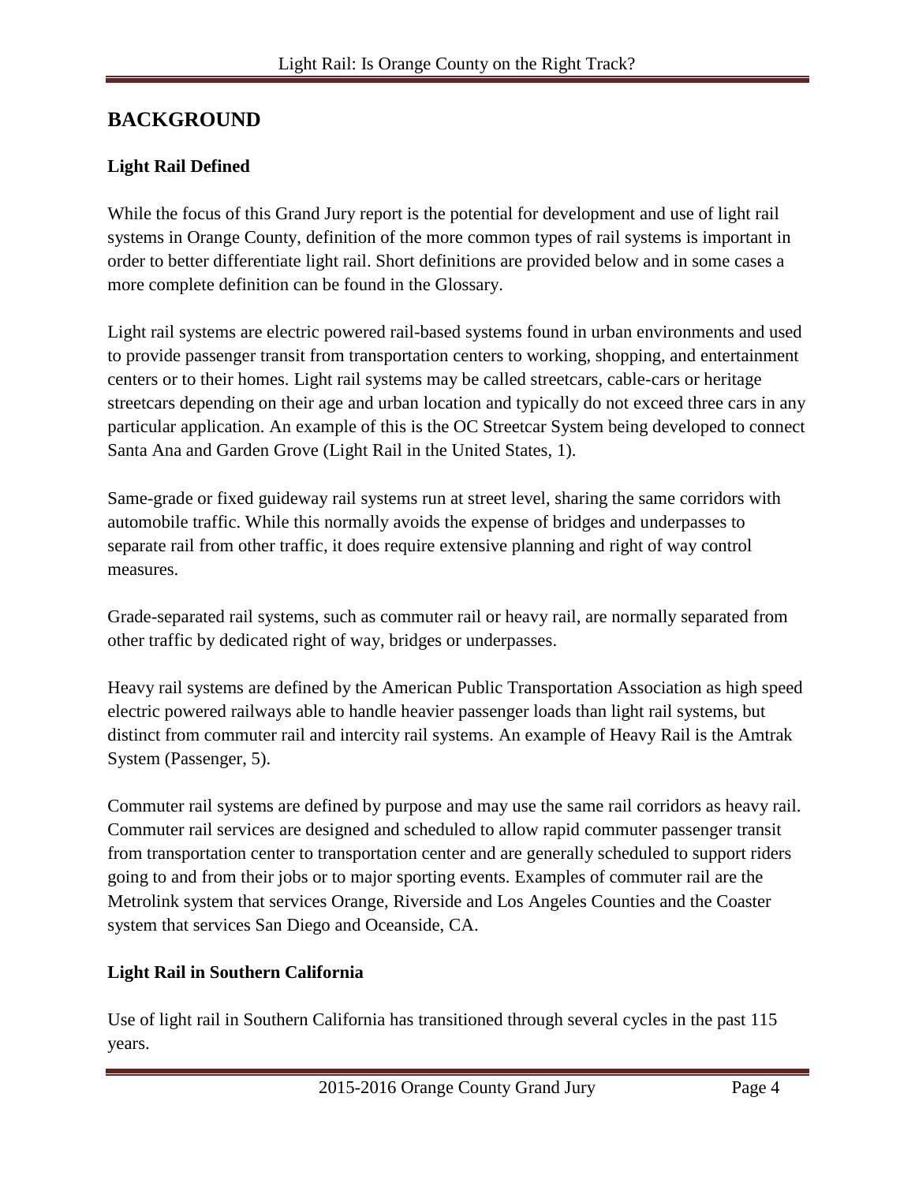## BACKGROUND

### Light Rail Defined

While the focus of this Grand Jury report is the potential for development and use of light rail systems in Orange County, definition of the more common types of rail systems is important in order to better differentiate light rail. Short definitions are provided below and in some cases a more complete definition can be found in the Glossary.

Light rail systems are electric powered rail-based systems found in urban environments and used to provide passenger transit from transportation centers to working, shopping, and entertainment centers or to their homes. Light rail systems may be called streetcars, cable-cars or heritage streetcars depending on their age and urban location and typically do not exceed three cars in any particular application. An example of this is the OC Streetcar System being developed to connect Santa Ana and Garden Grove (Light Rail in the United States, 1).

Same-grade or fixed guideway rail systems run at street level, sharing the same corridors with automobile traffic. While this normally avoids the expense of bridges and underpasses to separate rail from other traffic, it does require extensive planning and right of way control measures.

Grade-separated rail systems, such as commuter rail or heavy rail, are normally separated from other traffic by dedicated right of way, bridges or underpasses.

Heavy rail systems are defined by the American Public Transportation Association as high speed electric powered railways able to handle heavier passenger loads than light rail systems, but distinct from commuter rail and intercity rail systems. An example of Heavy Rail is the Amtrak System (Passenger, 5).

Commuter rail systems are defined by purpose and may use the same rail corridors as heavy rail. Commuter rail services are designed and scheduled to allow rapid commuter passenger transit from transportation center to transportation center and are generally scheduled to support riders going to and from their jobs or to major sporting events. Examples of commuter rail are the Metrolink system that services Orange, Riverside and Los Angeles Counties and the Coaster system that services San Diego and Oceanside, CA.

### Light Rail in Southern California

Use of light rail in Southern California has transitioned through several cycles in the past 115 years.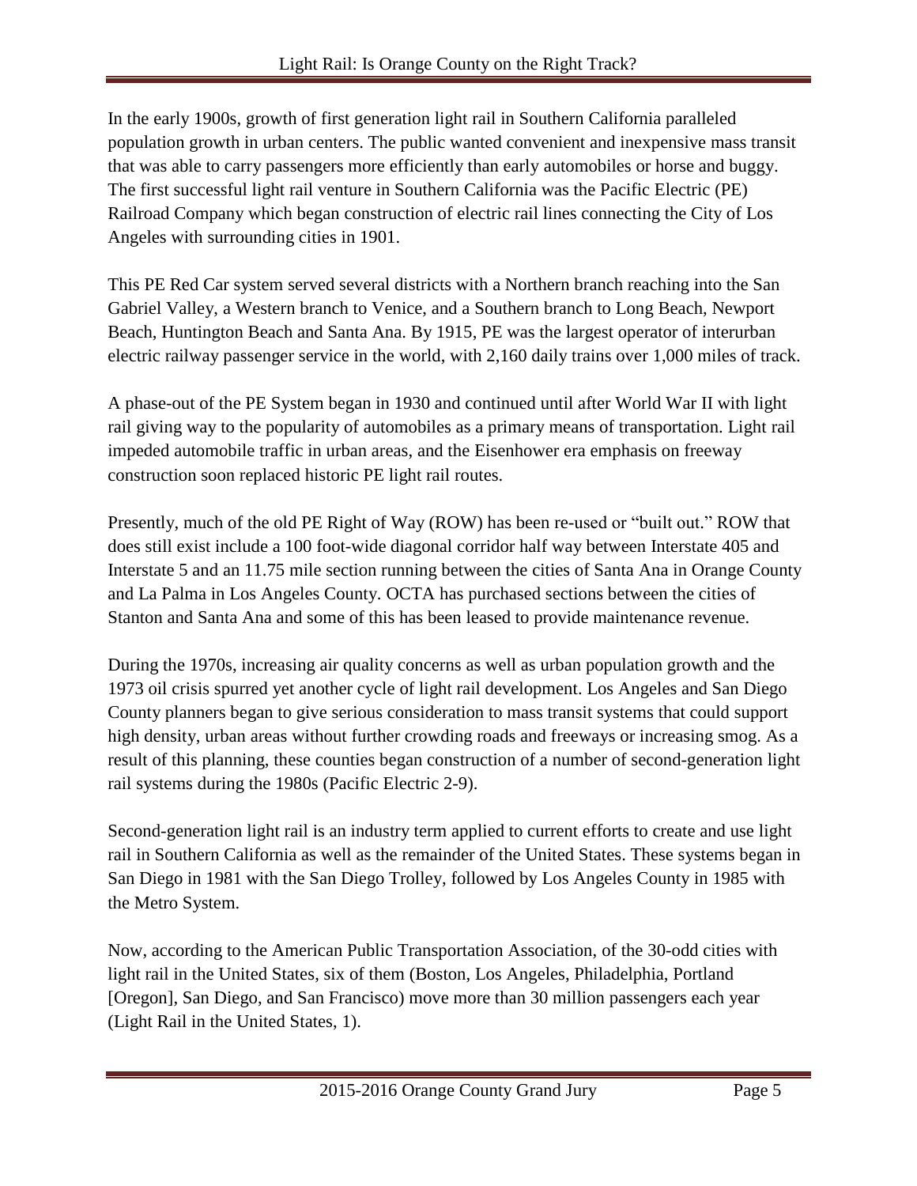In the early 1900s, growth of first generation light rail in Southern California paralleled population growth in urban centers. The public wanted convenient and inexpensive mass transit that was able to carry passengers more efficiently than early automobiles or horse and buggy. The first successful light rail venture in Southern California was the Pacific Electric (PE) Railroad Company which began construction of electric rail lines connecting the City of Los Angeles with surrounding cities in 1901.

This PE Red Car system served several districts with a Northern branch reaching into the San Gabriel Valley, a Western branch to Venice, and a Southern branch to Long Beach, Newport Beach, Huntington Beach and Santa Ana. By 1915, PE was the largest operator of interurban electric railway passenger service in the world, with 2,160 daily trains over 1,000 miles of track.

A phase-out of the PE System began in 1930 and continued until after World War II with light rail giving way to the popularity of automobiles as a primary means of transportation. Light rail impeded automobile traffic in urban areas, and the Eisenhower era emphasis on freeway construction soon replaced historic PE light rail routes.

Presently, much of the old PE Right of Way (ROW) has been re-used or "built out." ROW that does still exist include a 100 foot-wide diagonal corridor half way between Interstate 405 and Interstate 5 and an 11.75 mile section running between the cities of Santa Ana in Orange County and La Palma in Los Angeles County. OCTA has purchased sections between the cities of Stanton and Santa Ana and some of this has been leased to provide maintenance revenue.

During the 1970s, increasing air quality concerns as well as urban population growth and the 1973 oil crisis spurred yet another cycle of light rail development. Los Angeles and San Diego County planners began to give serious consideration to mass transit systems that could support high density, urban areas without further crowding roads and freeways or increasing smog. As a result of this planning, these counties began construction of a number of second-generation light rail systems during the 1980s (Pacific Electric 2-9).

Second-generation light rail is an industry term applied to current efforts to create and use light rail in Southern California as well as the remainder of the United States. These systems began in San Diego in 1981 with the San Diego Trolley, followed by Los Angeles County in 1985 with the Metro System.

Now, according to the American Public Transportation Association, of the 30-odd cities with light rail in the United States, six of them (Boston, Los Angeles, Philadelphia, Portland [Oregon], San Diego, and San Francisco) move more than 30 million passengers each year (Light Rail in the United States, 1).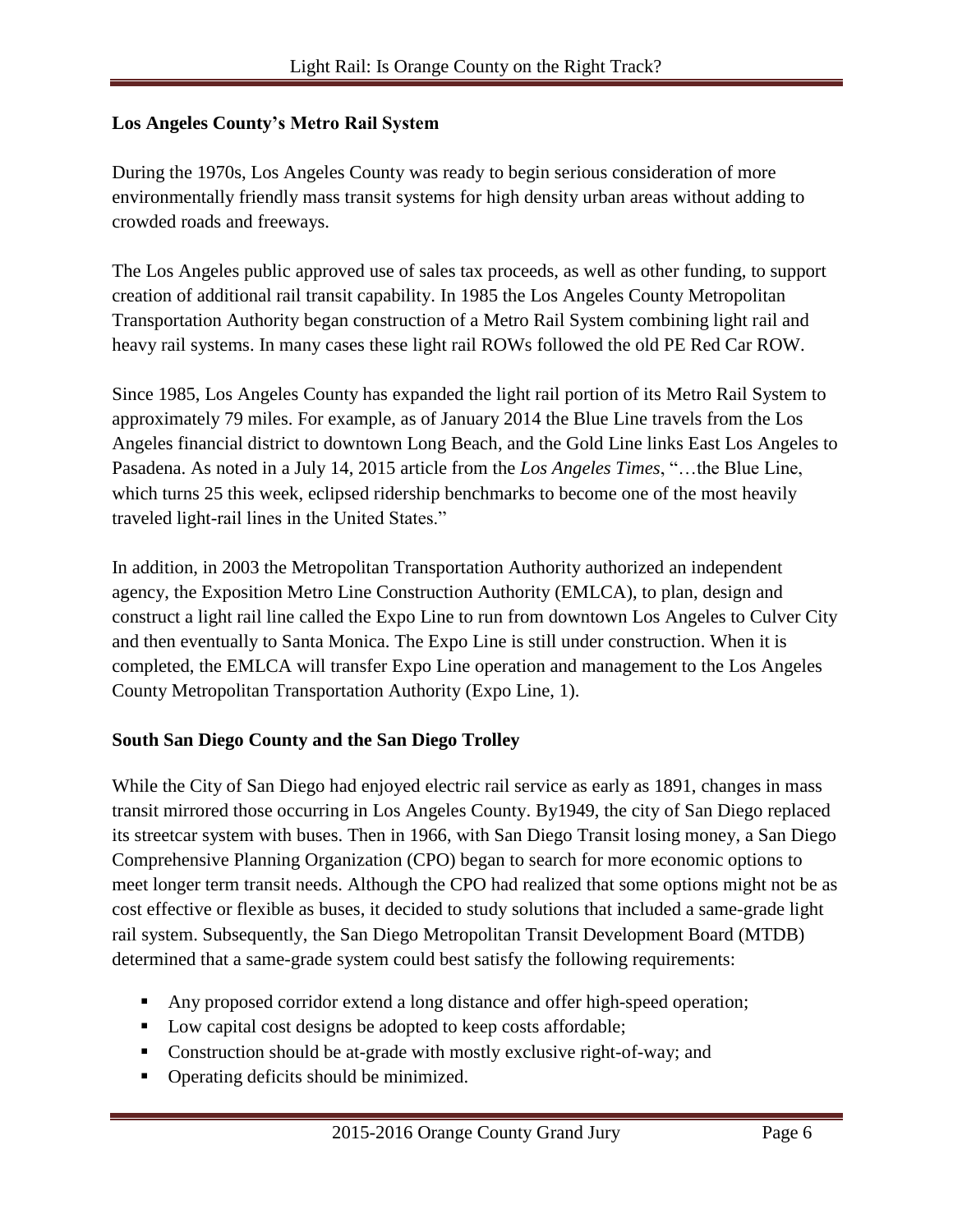### Los Angeles County's Metro Rail System

During the 1970s, Los Angeles County was ready to begin serious consideration of more environmentally friendly mass transit systems for high density urban areas without adding to crowded roads and freeways.

The Los Angeles public approved use of sales tax proceeds, as well as other funding, to support creation of additional rail transit capability. In 1985 the Los Angeles County Metropolitan Transportation Authority began construction of a Metro Rail System combining light rail and heavy rail systems. In many cases these light rail ROWs followed the old PE Red Car ROW.

Since 1985, Los Angeles County has expanded the light rail portion of its Metro Rail System to approximately 79 miles. For example, as of January 2014 the Blue Line travels from the Los Angeles financial district to downtown Long Beach, and the Gold Line links East Los Angeles to Pasadena. As noted in a July 14, 2015 article from the *Los Angeles Times*, "…the Blue Line, which turns 25 this week, eclipsed ridership benchmarks to become one of the most heavily traveled light-rail lines in the United States."

In addition, in 2003 the Metropolitan Transportation Authority authorized an independent agency, the Exposition Metro Line Construction Authority (EMLCA), to plan, design and construct a light rail line called the Expo Line to run from downtown Los Angeles to Culver City and then eventually to Santa Monica. The Expo Line is still under construction. When it is completed, the EMLCA will transfer Expo Line operation and management to the Los Angeles County Metropolitan Transportation Authority (Expo Line, 1).

### South San Diego County and the San Diego Trolley

While the City of San Diego had enjoyed electric rail service as early as 1891, changes in mass transit mirrored those occurring in Los Angeles County. By1949, the city of San Diego replaced its streetcar system with buses. Then in 1966, with San Diego Transit losing money, a San Diego Comprehensive Planning Organization (CPO) began to search for more economic options to meet longer term transit needs. Although the CPO had realized that some options might not be as cost effective or flexible as buses, it decided to study solutions that included a same-grade light rail system. Subsequently, the San Diego Metropolitan Transit Development Board (MTDB) determined that a same-grade system could best satisfy the following requirements:

- Any proposed corridor extend a long distance and offer high-speed operation;
- Low capital cost designs be adopted to keep costs affordable;
- Construction should be at-grade with mostly exclusive right-of-way; and
- Operating deficits should be minimized.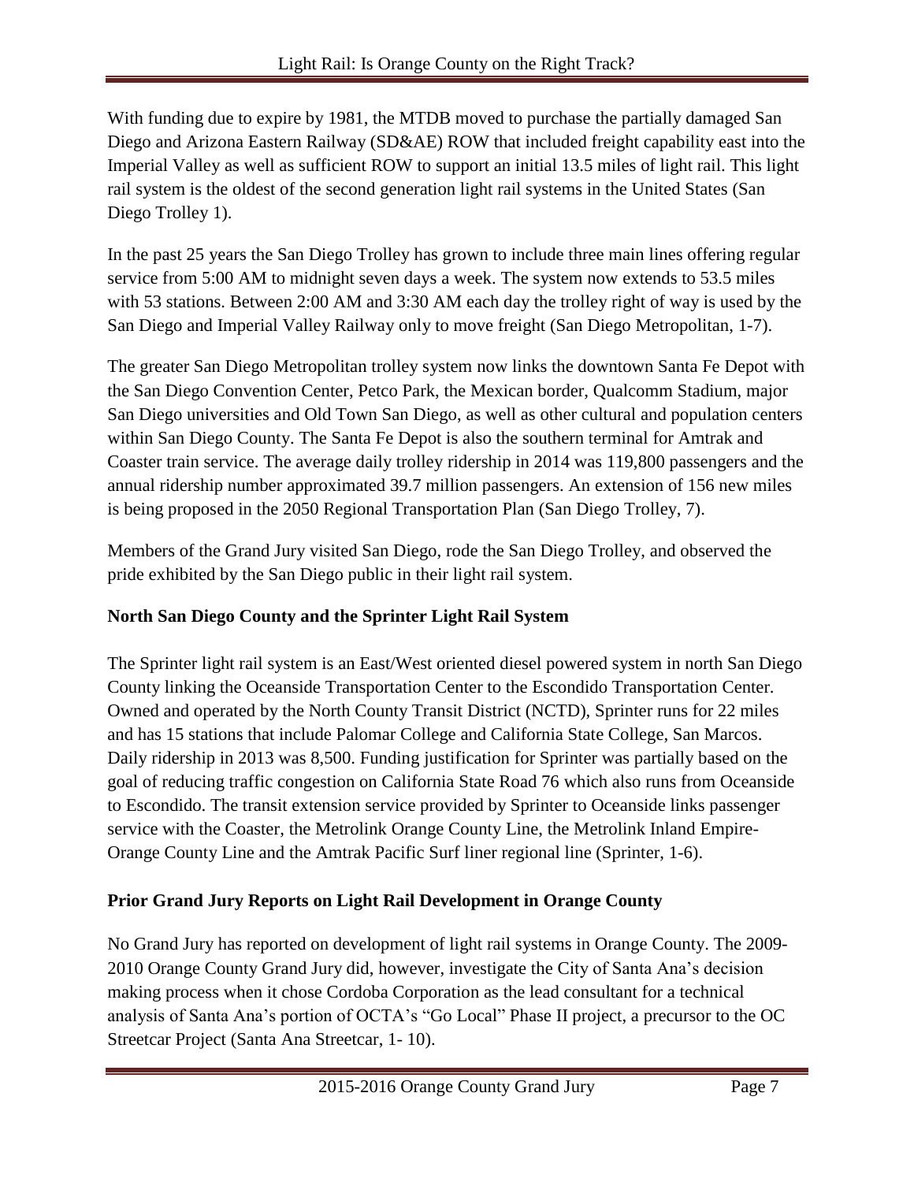With funding due to expire by 1981, the MTDB moved to purchase the partially damaged San Diego and Arizona Eastern Railway (SD&AE) ROW that included freight capability east into the Imperial Valley as well as sufficient ROW to support an initial 13.5 miles of light rail. This light rail system is the oldest of the second generation light rail systems in the United States (San Diego Trolley 1).

In the past 25 years the San Diego Trolley has grown to include three main lines offering regular service from 5:00 AM to midnight seven days a week. The system now extends to 53.5 miles with 53 stations. Between 2:00 AM and 3:30 AM each day the trolley right of way is used by the San Diego and Imperial Valley Railway only to move freight (San Diego Metropolitan, 1-7).

The greater San Diego Metropolitan trolley system now links the downtown Santa Fe Depot with the San Diego Convention Center, Petco Park, the Mexican border, Qualcomm Stadium, major San Diego universities and Old Town San Diego, as well as other cultural and population centers within San Diego County. The Santa Fe Depot is also the southern terminal for Amtrak and Coaster train service. The average daily trolley ridership in 2014 was 119,800 passengers and the annual ridership number approximated 39.7 million passengers. An extension of 156 new miles is being proposed in the 2050 Regional Transportation Plan (San Diego Trolley, 7).

Members of the Grand Jury visited San Diego, rode the San Diego Trolley, and observed the pride exhibited by the San Diego public in their light rail system.

### North San Diego County and the Sprinter Light Rail System

The Sprinter light rail system is an East/West oriented diesel powered system in north San Diego County linking the Oceanside Transportation Center to the Escondido Transportation Center. Owned and operated by the North County Transit District (NCTD), Sprinter runs for 22 miles and has 15 stations that include Palomar College and California State College, San Marcos. Daily ridership in 2013 was 8,500. Funding justification for Sprinter was partially based on the goal of reducing traffic congestion on California State Road 76 which also runs from Oceanside to Escondido. The transit extension service provided by Sprinter to Oceanside links passenger service with the Coaster, the Metrolink Orange County Line, the Metrolink Inland Empire-Orange County Line and the Amtrak Pacific Surf liner regional line (Sprinter, 1-6).

### Prior Grand Jury Reports on Light Rail Development in Orange County

No Grand Jury has reported on development of light rail systems in Orange County. The 2009-2010 Orange County Grand Jury did, however, investigate the City of Santa Ana's decision making process when it chose Cordoba Corporation as the lead consultant for a technical analysis of Santa Ana's portion of OCTA's "Go Local" Phase II project, a precursor to the OC Streetcar Project (Santa Ana Streetcar, 1- 10).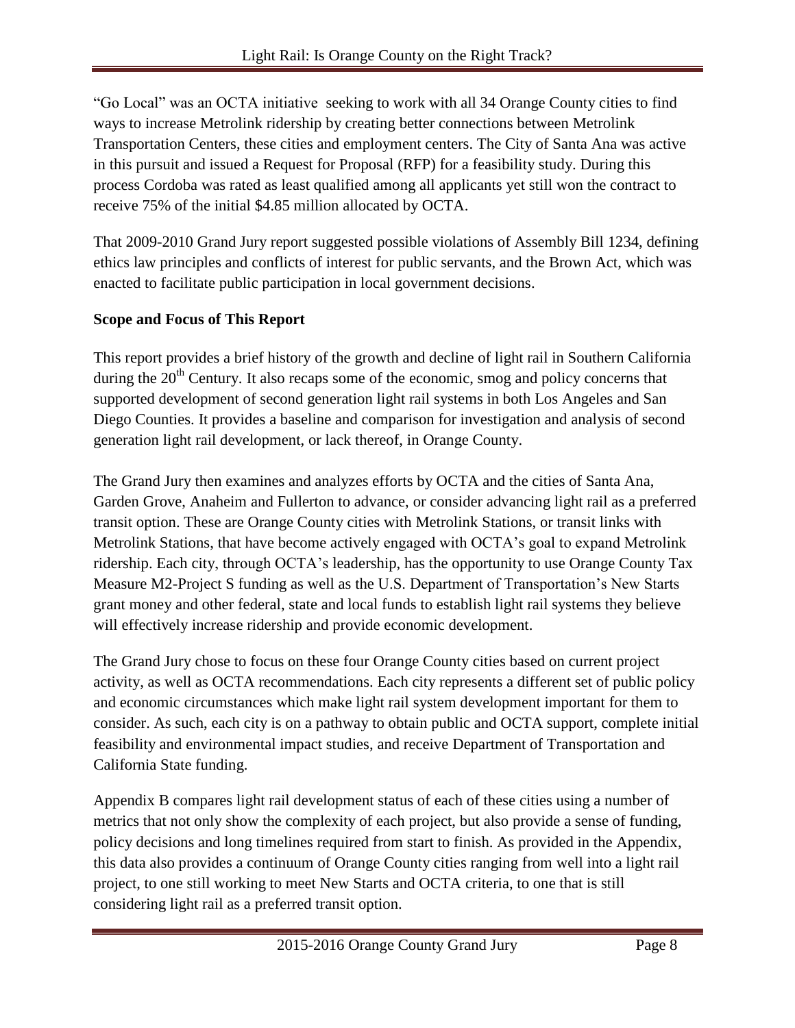"Go Local" was an OCTA initiative seeking to work with all 34 Orange County cities to find ways to increase Metrolink ridership by creating better connections between Metrolink Transportation Centers, these cities and employment centers. The City of Santa Ana was active in this pursuit and issued a Request for Proposal (RFP) for a feasibility study. During this process Cordoba was rated as least qualified among all applicants yet still won the contract to receive 75% of the initial $4.85 million allocated by OCTA.

That 2009-2010 Grand Jury report suggested possible violations of Assembly Bill 1234, defining ethics law principles and conflicts of interest for public servants, and the Brown Act, which was enacted to facilitate public participation in local government decisions.

**Scope and Focus of This Report**

This report provides a brief history of the growth and decline of light rail in Southern California during the 20th Century. It also recaps some of the economic, smog and policy concerns that supported development of second generation light rail systems in both Los Angeles and San Diego Counties. It provides a baseline and comparison for investigation and analysis of second generation light rail development, or lack thereof, in Orange County.

The Grand Jury then examines and analyzes efforts by OCTA and the cities of Santa Ana, Garden Grove, Anaheim and Fullerton to advance, or consider advancing light rail as a preferred transit option. These are Orange County cities with Metrolink Stations, or transit links with Metrolink Stations, that have become actively engaged with OCTA's goal to expand Metrolink ridership. Each city, through OCTA's leadership, has the opportunity to use Orange County Tax Measure M2-Project S funding as well as the U.S. Department of Transportation's New Starts grant money and other federal, state and local funds to establish light rail systems they believe will effectively increase ridership and provide economic development.

The Grand Jury chose to focus on these four Orange County cities based on current project activity, as well as OCTA recommendations. Each city represents a different set of public policy and economic circumstances which make light rail system development important for them to consider. As such, each city is on a pathway to obtain public and OCTA support, complete initial feasibility and environmental impact studies, and receive Department of Transportation and California State funding.

Appendix B compares light rail development status of each of these cities using a number of metrics that not only show the complexity of each project, but also provide a sense of funding, policy decisions and long timelines required from start to finish. As provided in the Appendix, this data also provides a continuum of Orange County cities ranging from well into a light rail project, to one still working to meet New Starts and OCTA criteria, to one that is still considering light rail as a preferred transit option.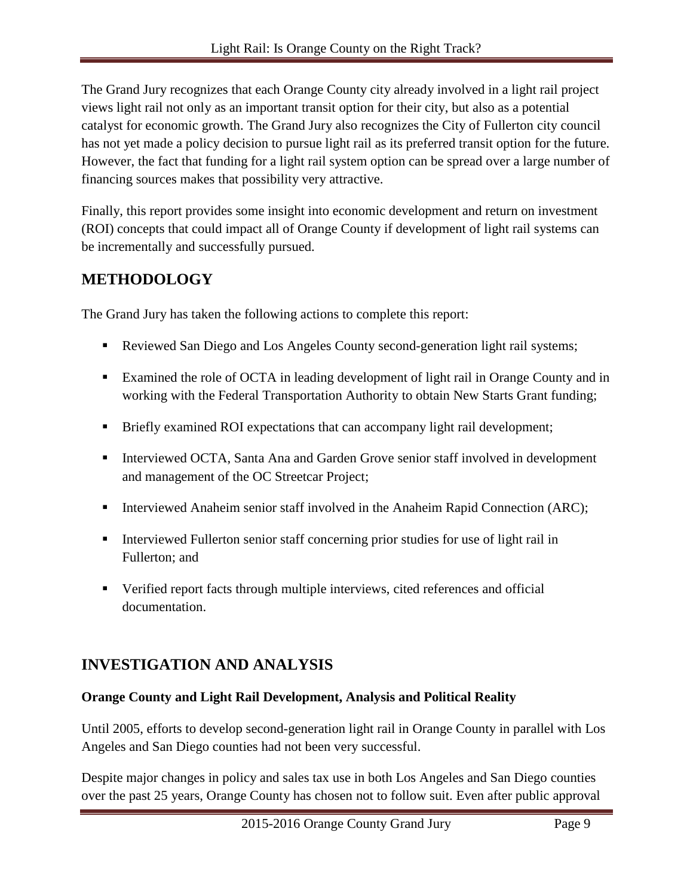The Grand Jury recognizes that each Orange County city already involved in a light rail project views light rail not only as an important transit option for their city, but also as a potential catalyst for economic growth. The Grand Jury also recognizes the City of Fullerton city council has not yet made a policy decision to pursue light rail as its preferred transit option for the future. However, the fact that funding for a light rail system option can be spread over a large number of financing sources makes that possibility very attractive.

Finally, this report provides some insight into economic development and return on investment (ROI) concepts that could impact all of Orange County if development of light rail systems can be incrementally and successfully pursued.

## METHODOLOGY

The Grand Jury has taken the following actions to complete this report:

- Reviewed San Diego and Los Angeles County second-generation light rail systems;
- Examined the role of OCTA in leading development of light rail in Orange County and in working with the Federal Transportation Authority to obtain New Starts Grant funding;
- Briefly examined ROI expectations that can accompany light rail development;
- Interviewed OCTA, Santa Ana and Garden Grove senior staff involved in development and management of the OC Streetcar Project;
- Interviewed Anaheim senior staff involved in the Anaheim Rapid Connection (ARC);
- Interviewed Fullerton senior staff concerning prior studies for use of light rail in Fullerton; and
- Verified report facts through multiple interviews, cited references and official documentation.

## INVESTIGATION AND ANALYSIS

**Orange County and Light Rail Development, Analysis and Political Reality**

Until 2005, efforts to develop second-generation light rail in Orange County in parallel with Los Angeles and San Diego counties had not been very successful.

Despite major changes in policy and sales tax use in both Los Angeles and San Diego counties over the past 25 years, Orange County has chosen not to follow suit. Even after public approval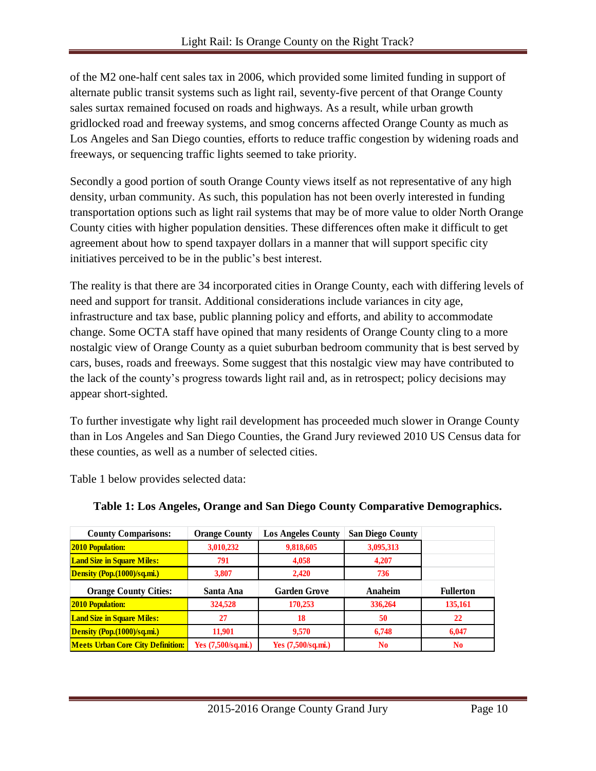of the M2 one-half cent sales tax in 2006, which provided some limited funding in support of alternate public transit systems such as light rail, seventy-five percent of that Orange County sales surtax remained focused on roads and highways. As a result, while urban growth gridlocked road and freeway systems, and smog concerns affected Orange County as much as Los Angeles and San Diego counties, efforts to reduce traffic congestion by widening roads and freeways, or sequencing traffic lights seemed to take priority.

Secondly a good portion of south Orange County views itself as not representative of any high density, urban community. As such, this population has not been overly interested in funding transportation options such as light rail systems that may be of more value to older North Orange County cities with higher population densities. These differences often make it difficult to get agreement about how to spend taxpayer dollars in a manner that will support specific city initiatives perceived to be in the public's best interest.

The reality is that there are 34 incorporated cities in Orange County, each with differing levels of need and support for transit. Additional considerations include variances in city age, infrastructure and tax base, public planning policy and efforts, and ability to accommodate change. Some OCTA staff have opined that many residents of Orange County cling to a more nostalgic view of Orange County as a quiet suburban bedroom community that is best served by cars, buses, roads and freeways. Some suggest that this nostalgic view may have contributed to the lack of the county's progress towards light rail and, as in retrospect; policy decisions may appear short-sighted.

To further investigate why light rail development has proceeded much slower in Orange County than in Los Angeles and San Diego Counties, the Grand Jury reviewed 2010 US Census data for these counties, as well as a number of selected cities.

Table 1 below provides selected data:

**Table 1: Los Angeles, Orange and San Diego County Comparative Demographics.**

| County Comparisons: | Orange County | Los Angeles County | San Diego County | |
|---|---|---|---|---|
| 2010 Population: | 3,010,232 | 9,818,605 | 3,095,313 | |
| Land Size in Square Miles: | 791 | 4,058 | 4,207 | |
| Density (Pop.(1000)/sq.mi.) | 3,807 | 2,420 | 736 | |
| **Orange County Cities:** | **Santa Ana** | **Garden Grove** | **Anaheim** | **Fullerton** |
| 2010 Population: | 324,528 | 170,253 | 336,264 | 135,161 |
| Land Size in Square Miles: | 27 | 18 | 50 | 22 |
| Density (Pop.(1000)/sq.mi.) | 11,901 | 9,570 | 6,748 | 6,047 |
| Meets Urban Core City Definition: | Yes (7,500/sq.mi.) | Yes (7,500/sq.mi.) | No | No |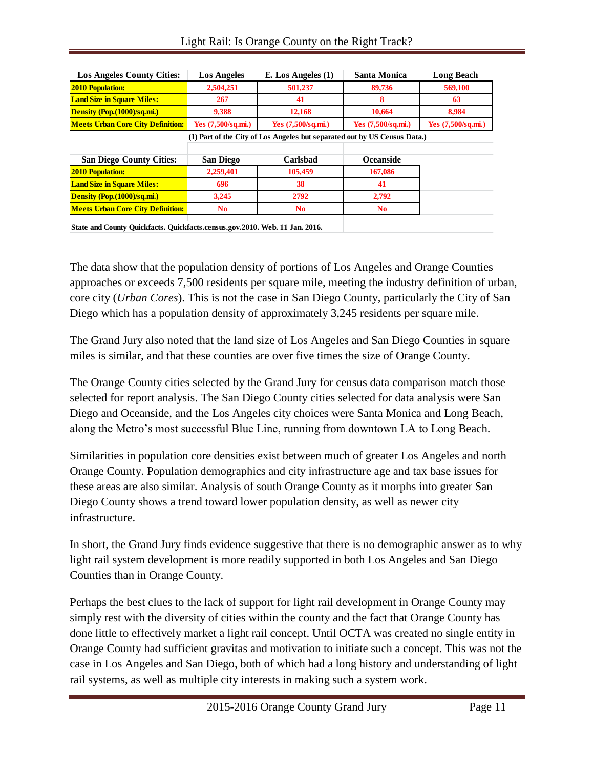| Los Angeles County Cities: | Los Angeles | E. Los Angeles (1) | Santa Monica | Long Beach |
|---|---|---|---|---|
| **2010 Population:** | 2,504,251 | 501,237 | 89,736 | 569,100 |
| **Land Size in Square Miles:** | 267 | 41 | 8 | 63 |
| **Density (Pop.(1000)/sq.mi.)** | 9,388 | 12,168 | 10,664 | 8,984 |
| **Meets Urban Core City Definition:** | Yes (7,500/sq.mi.) | Yes (7,500/sq.mi.) | Yes (7,500/sq.mi.) | Yes (7,500/sq.mi.) |

(1) Part of the City of Los Angeles but separated out by US Census Data.)

| San Diego County Cities: | San Diego | Carlsbad | Oceanside |
|---|---|---|---|
| **2010 Population:** | 2,259,401 | 105,459 | 167,086 |
| **Land Size in Square Miles:** | 696 | 38 | 41 |
| **Density (Pop.(1000)/sq.mi.)** | 3,245 | 2792 | 2,792 |
| **Meets Urban Core City Definition:** | No | No | No |

State and County Quickfacts. Quickfacts.census.gov.2010. Web. 11 Jan. 2016.

The data show that the population density of portions of Los Angeles and Orange Counties approaches or exceeds 7,500 residents per square mile, meeting the industry definition of urban, core city (*Urban Cores*). This is not the case in San Diego County, particularly the City of San Diego which has a population density of approximately 3,245 residents per square mile.

The Grand Jury also noted that the land size of Los Angeles and San Diego Counties in square miles is similar, and that these counties are over five times the size of Orange County.

The Orange County cities selected by the Grand Jury for census data comparison match those selected for report analysis. The San Diego County cities selected for data analysis were San Diego and Oceanside, and the Los Angeles city choices were Santa Monica and Long Beach, along the Metro's most successful Blue Line, running from downtown LA to Long Beach.

Similarities in population core densities exist between much of greater Los Angeles and north Orange County. Population demographics and city infrastructure age and tax base issues for these areas are also similar. Analysis of south Orange County as it morphs into greater San Diego County shows a trend toward lower population density, as well as newer city infrastructure.

In short, the Grand Jury finds evidence suggestive that there is no demographic answer as to why light rail system development is more readily supported in both Los Angeles and San Diego Counties than in Orange County.

Perhaps the best clues to the lack of support for light rail development in Orange County may simply rest with the diversity of cities within the county and the fact that Orange County has done little to effectively market a light rail concept. Until OCTA was created no single entity in Orange County had sufficient gravitas and motivation to initiate such a concept. This was not the case in Los Angeles and San Diego, both of which had a long history and understanding of light rail systems, as well as multiple city interests in making such a system work.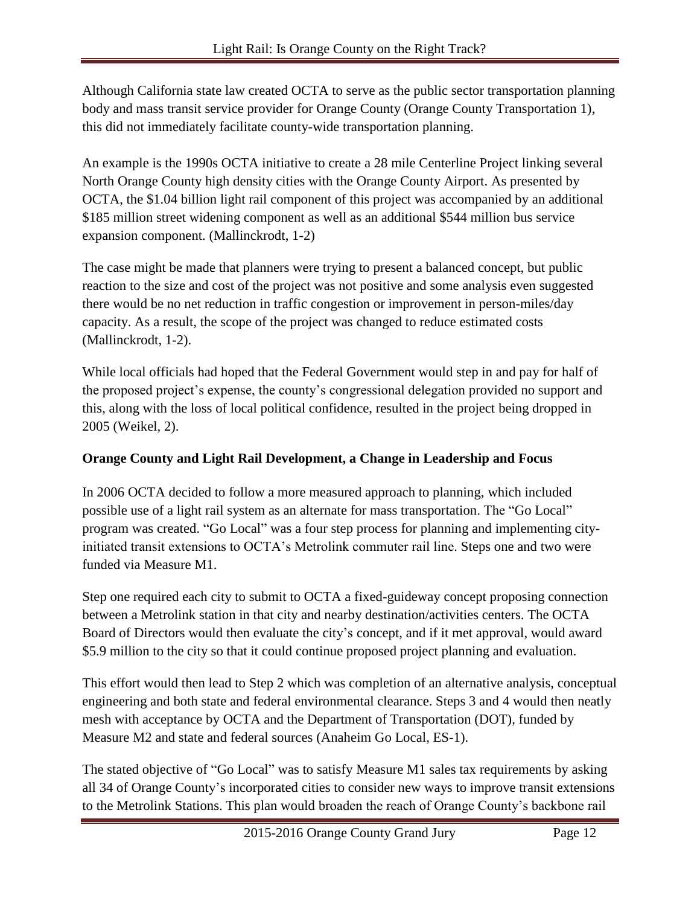Although California state law created OCTA to serve as the public sector transportation planning body and mass transit service provider for Orange County (Orange County Transportation 1), this did not immediately facilitate county-wide transportation planning.

An example is the 1990s OCTA initiative to create a 28 mile Centerline Project linking several North Orange County high density cities with the Orange County Airport. As presented by OCTA, the $1.04 billion light rail component of this project was accompanied by an additional $185 million street widening component as well as an additional $544 million bus service expansion component. (Mallinckrodt, 1-2)

The case might be made that planners were trying to present a balanced concept, but public reaction to the size and cost of the project was not positive and some analysis even suggested there would be no net reduction in traffic congestion or improvement in person-miles/day capacity. As a result, the scope of the project was changed to reduce estimated costs (Mallinckrodt, 1-2).

While local officials had hoped that the Federal Government would step in and pay for half of the proposed project's expense, the county's congressional delegation provided no support and this, along with the loss of local political confidence, resulted in the project being dropped in 2005 (Weikel, 2).

**Orange County and Light Rail Development, a Change in Leadership and Focus**

In 2006 OCTA decided to follow a more measured approach to planning, which included possible use of a light rail system as an alternate for mass transportation. The "Go Local" program was created. "Go Local" was a four step process for planning and implementing city-initiated transit extensions to OCTA's Metrolink commuter rail line. Steps one and two were funded via Measure M1.

Step one required each city to submit to OCTA a fixed-guideway concept proposing connection between a Metrolink station in that city and nearby destination/activities centers. The OCTA Board of Directors would then evaluate the city's concept, and if it met approval, would award $5.9 million to the city so that it could continue proposed project planning and evaluation.

This effort would then lead to Step 2 which was completion of an alternative analysis, conceptual engineering and both state and federal environmental clearance. Steps 3 and 4 would then neatly mesh with acceptance by OCTA and the Department of Transportation (DOT), funded by Measure M2 and state and federal sources (Anaheim Go Local, ES-1).

The stated objective of "Go Local" was to satisfy Measure M1 sales tax requirements by asking all 34 of Orange County's incorporated cities to consider new ways to improve transit extensions to the Metrolink Stations. This plan would broaden the reach of Orange County's backbone rail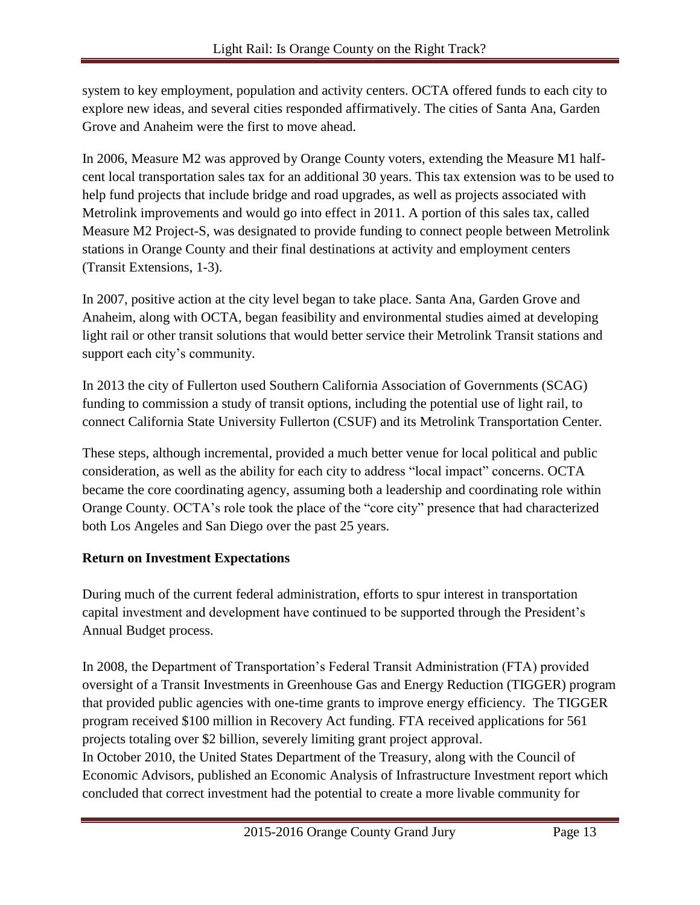system to key employment, population and activity centers. OCTA offered funds to each city to explore new ideas, and several cities responded affirmatively. The cities of Santa Ana, Garden Grove and Anaheim were the first to move ahead.

In 2006, Measure M2 was approved by Orange County voters, extending the Measure M1 half-cent local transportation sales tax for an additional 30 years. This tax extension was to be used to help fund projects that include bridge and road upgrades, as well as projects associated with Metrolink improvements and would go into effect in 2011. A portion of this sales tax, called Measure M2 Project-S, was designated to provide funding to connect people between Metrolink stations in Orange County and their final destinations at activity and employment centers (Transit Extensions, 1-3).

In 2007, positive action at the city level began to take place. Santa Ana, Garden Grove and Anaheim, along with OCTA, began feasibility and environmental studies aimed at developing light rail or other transit solutions that would better service their Metrolink Transit stations and support each city's community.

In 2013 the city of Fullerton used Southern California Association of Governments (SCAG) funding to commission a study of transit options, including the potential use of light rail, to connect California State University Fullerton (CSUF) and its Metrolink Transportation Center.

These steps, although incremental, provided a much better venue for local political and public consideration, as well as the ability for each city to address "local impact" concerns. OCTA became the core coordinating agency, assuming both a leadership and coordinating role within Orange County. OCTA's role took the place of the "core city" presence that had characterized both Los Angeles and San Diego over the past 25 years.

**Return on Investment Expectations**

During much of the current federal administration, efforts to spur interest in transportation capital investment and development have continued to be supported through the President's Annual Budget process.

In 2008, the Department of Transportation's Federal Transit Administration (FTA) provided oversight of a Transit Investments in Greenhouse Gas and Energy Reduction (TIGGER) program that provided public agencies with one-time grants to improve energy efficiency. The TIGGER program received $100 million in Recovery Act funding. FTA received applications for 561 projects totaling over $2 billion, severely limiting grant project approval.

In October 2010, the United States Department of the Treasury, along with the Council of Economic Advisors, published an Economic Analysis of Infrastructure Investment report which concluded that correct investment had the potential to create a more livable community for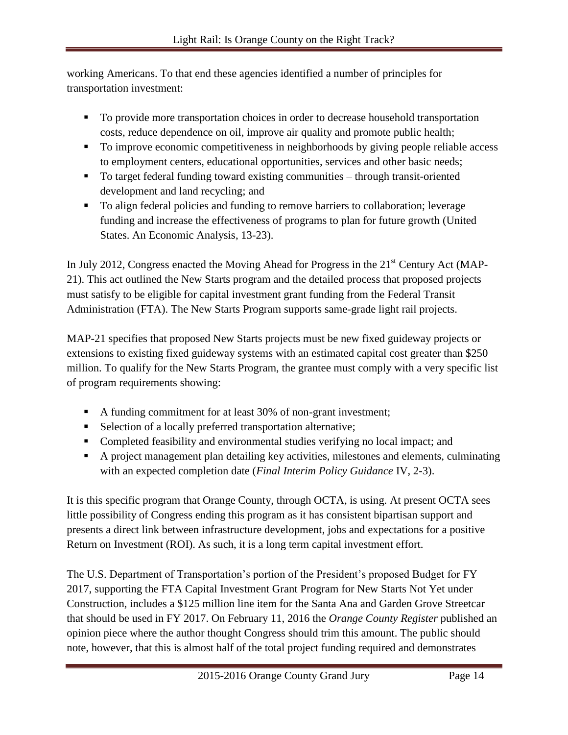working Americans. To that end these agencies identified a number of principles for transportation investment:

- To provide more transportation choices in order to decrease household transportation costs, reduce dependence on oil, improve air quality and promote public health;
- To improve economic competitiveness in neighborhoods by giving people reliable access to employment centers, educational opportunities, services and other basic needs;
- To target federal funding toward existing communities – through transit-oriented development and land recycling; and
- To align federal policies and funding to remove barriers to collaboration; leverage funding and increase the effectiveness of programs to plan for future growth (United States. An Economic Analysis, 13-23).

In July 2012, Congress enacted the Moving Ahead for Progress in the 21st Century Act (MAP-21). This act outlined the New Starts program and the detailed process that proposed projects must satisfy to be eligible for capital investment grant funding from the Federal Transit Administration (FTA). The New Starts Program supports same-grade light rail projects.

MAP-21 specifies that proposed New Starts projects must be new fixed guideway projects or extensions to existing fixed guideway systems with an estimated capital cost greater than $250 million. To qualify for the New Starts Program, the grantee must comply with a very specific list of program requirements showing:

- A funding commitment for at least 30% of non-grant investment;
- Selection of a locally preferred transportation alternative;
- Completed feasibility and environmental studies verifying no local impact; and
- A project management plan detailing key activities, milestones and elements, culminating with an expected completion date (*Final Interim Policy Guidance* IV, 2-3).

It is this specific program that Orange County, through OCTA, is using. At present OCTA sees little possibility of Congress ending this program as it has consistent bipartisan support and presents a direct link between infrastructure development, jobs and expectations for a positive Return on Investment (ROI). As such, it is a long term capital investment effort.

The U.S. Department of Transportation's portion of the President's proposed Budget for FY 2017, supporting the FTA Capital Investment Grant Program for New Starts Not Yet under Construction, includes a $125 million line item for the Santa Ana and Garden Grove Streetcar that should be used in FY 2017. On February 11, 2016 the *Orange County Register* published an opinion piece where the author thought Congress should trim this amount. The public should note, however, that this is almost half of the total project funding required and demonstrates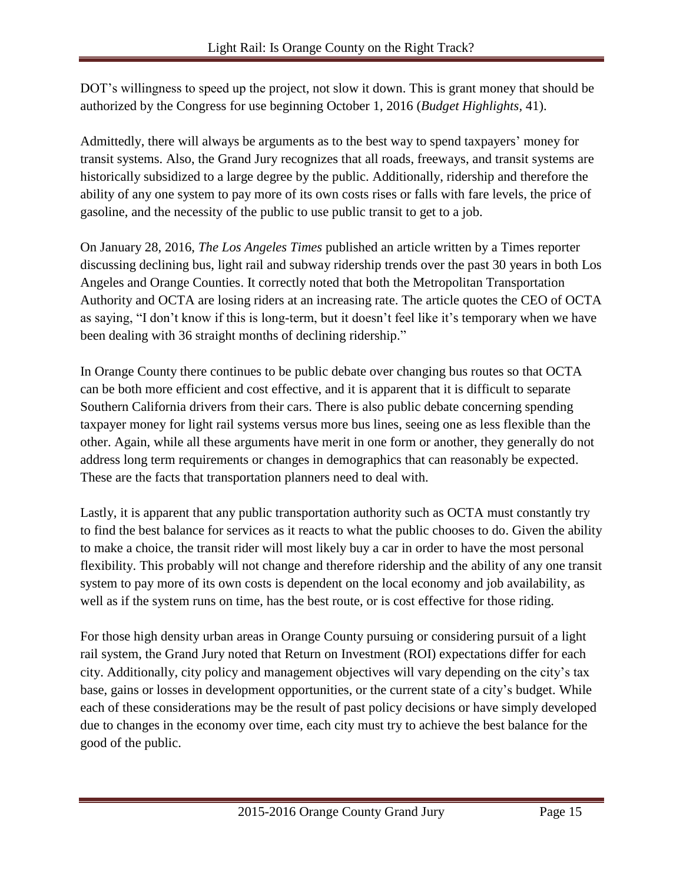DOT's willingness to speed up the project, not slow it down. This is grant money that should be authorized by the Congress for use beginning October 1, 2016 (*Budget Highlights*, 41).

Admittedly, there will always be arguments as to the best way to spend taxpayers' money for transit systems. Also, the Grand Jury recognizes that all roads, freeways, and transit systems are historically subsidized to a large degree by the public. Additionally, ridership and therefore the ability of any one system to pay more of its own costs rises or falls with fare levels, the price of gasoline, and the necessity of the public to use public transit to get to a job.

On January 28, 2016, *The Los Angeles Times* published an article written by a Times reporter discussing declining bus, light rail and subway ridership trends over the past 30 years in both Los Angeles and Orange Counties. It correctly noted that both the Metropolitan Transportation Authority and OCTA are losing riders at an increasing rate. The article quotes the CEO of OCTA as saying, "I don't know if this is long-term, but it doesn't feel like it's temporary when we have been dealing with 36 straight months of declining ridership."

In Orange County there continues to be public debate over changing bus routes so that OCTA can be both more efficient and cost effective, and it is apparent that it is difficult to separate Southern California drivers from their cars. There is also public debate concerning spending taxpayer money for light rail systems versus more bus lines, seeing one as less flexible than the other. Again, while all these arguments have merit in one form or another, they generally do not address long term requirements or changes in demographics that can reasonably be expected. These are the facts that transportation planners need to deal with.

Lastly, it is apparent that any public transportation authority such as OCTA must constantly try to find the best balance for services as it reacts to what the public chooses to do. Given the ability to make a choice, the transit rider will most likely buy a car in order to have the most personal flexibility. This probably will not change and therefore ridership and the ability of any one transit system to pay more of its own costs is dependent on the local economy and job availability, as well as if the system runs on time, has the best route, or is cost effective for those riding.

For those high density urban areas in Orange County pursuing or considering pursuit of a light rail system, the Grand Jury noted that Return on Investment (ROI) expectations differ for each city. Additionally, city policy and management objectives will vary depending on the city's tax base, gains or losses in development opportunities, or the current state of a city's budget. While each of these considerations may be the result of past policy decisions or have simply developed due to changes in the economy over time, each city must try to achieve the best balance for the good of the public.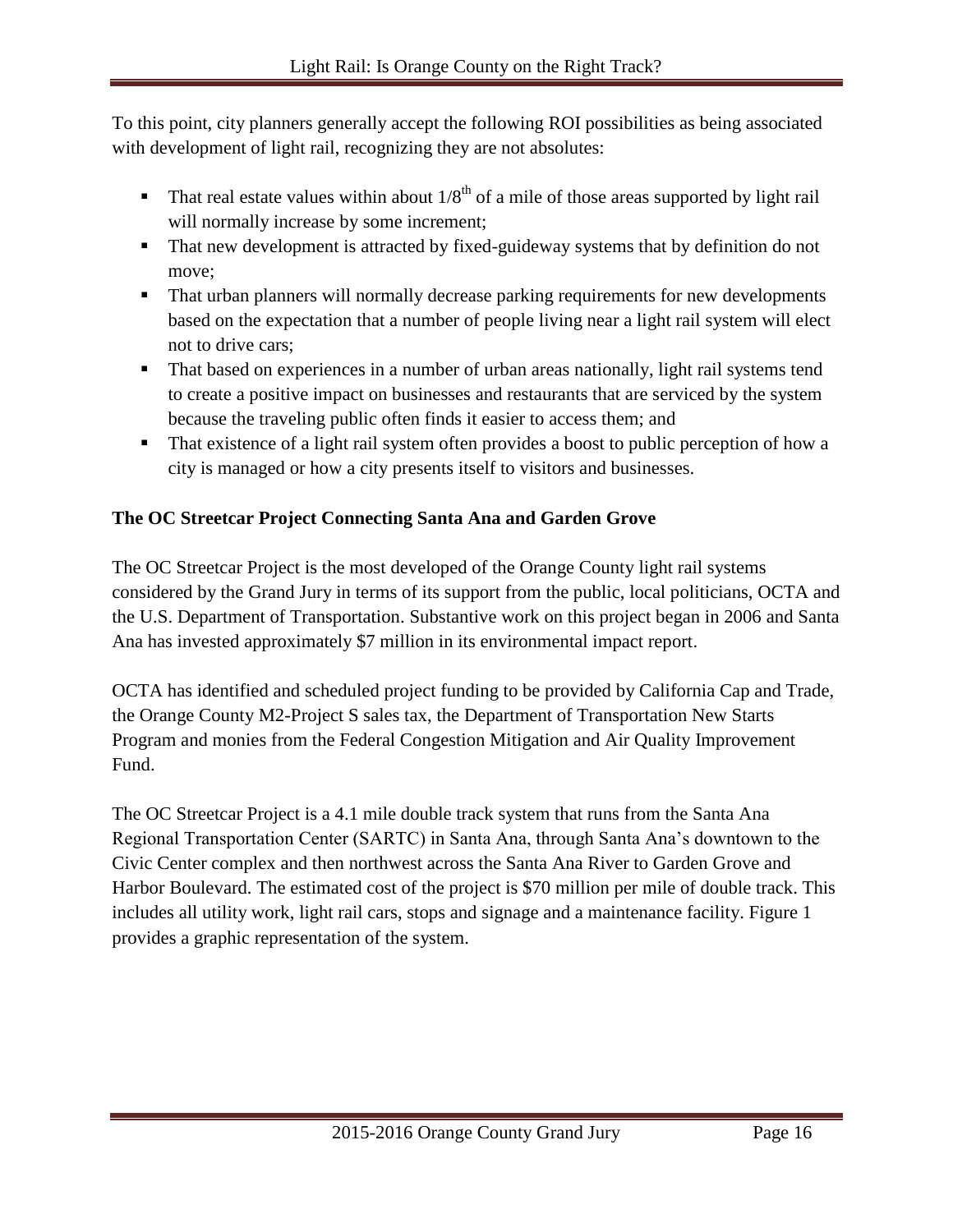To this point, city planners generally accept the following ROI possibilities as being associated with development of light rail, recognizing they are not absolutes:

- That real estate values within about $1/8^{th}$ of a mile of those areas supported by light rail will normally increase by some increment;
- That new development is attracted by fixed-guideway systems that by definition do not move;
- That urban planners will normally decrease parking requirements for new developments based on the expectation that a number of people living near a light rail system will elect not to drive cars;
- That based on experiences in a number of urban areas nationally, light rail systems tend to create a positive impact on businesses and restaurants that are serviced by the system because the traveling public often finds it easier to access them; and
- That existence of a light rail system often provides a boost to public perception of how a city is managed or how a city presents itself to visitors and businesses.

**The OC Streetcar Project Connecting Santa Ana and Garden Grove**

The OC Streetcar Project is the most developed of the Orange County light rail systems considered by the Grand Jury in terms of its support from the public, local politicians, OCTA and the U.S. Department of Transportation. Substantive work on this project began in 2006 and Santa Ana has invested approximately $7 million in its environmental impact report.

OCTA has identified and scheduled project funding to be provided by California Cap and Trade, the Orange County M2-Project S sales tax, the Department of Transportation New Starts Program and monies from the Federal Congestion Mitigation and Air Quality Improvement Fund.

The OC Streetcar Project is a 4.1 mile double track system that runs from the Santa Ana Regional Transportation Center (SARTC) in Santa Ana, through Santa Ana's downtown to the Civic Center complex and then northwest across the Santa Ana River to Garden Grove and Harbor Boulevard. The estimated cost of the project is $70 million per mile of double track. This includes all utility work, light rail cars, stops and signage and a maintenance facility. Figure 1 provides a graphic representation of the system.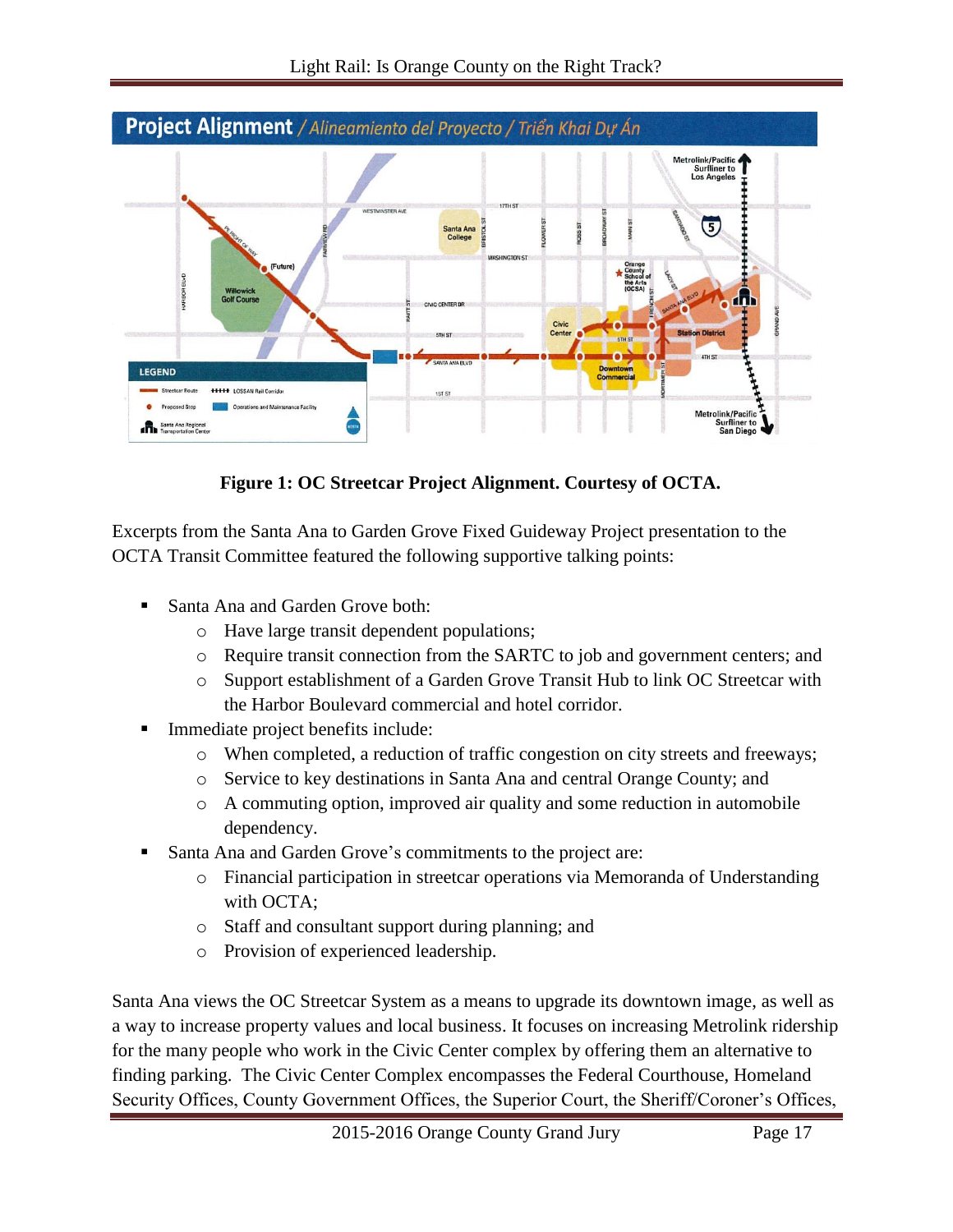Figure 1: OC Streetcar Project Alignment. Courtesy of OCTA.

Excerpts from the Santa Ana to Garden Grove Fixed Guideway Project presentation to the OCTA Transit Committee featured the following supportive talking points:

- Santa Ana and Garden Grove both:
  - Have large transit dependent populations;
  - Require transit connection from the SARTC to job and government centers; and
  - Support establishment of a Garden Grove Transit Hub to link OC Streetcar with the Harbor Boulevard commercial and hotel corridor.
- Immediate project benefits include:
  - When completed, a reduction of traffic congestion on city streets and freeways;
  - Service to key destinations in Santa Ana and central Orange County; and
  - A commuting option, improved air quality and some reduction in automobile dependency.
- Santa Ana and Garden Grove's commitments to the project are:
  - Financial participation in streetcar operations via Memoranda of Understanding with OCTA;
  - Staff and consultant support during planning; and
  - Provision of experienced leadership.

Santa Ana views the OC Streetcar System as a means to upgrade its downtown image, as well as a way to increase property values and local business. It focuses on increasing Metrolink ridership for the many people who work in the Civic Center complex by offering them an alternative to finding parking. The Civic Center Complex encompasses the Federal Courthouse, Homeland Security Offices, County Government Offices, the Superior Court, the Sheriff/Coroner's Offices,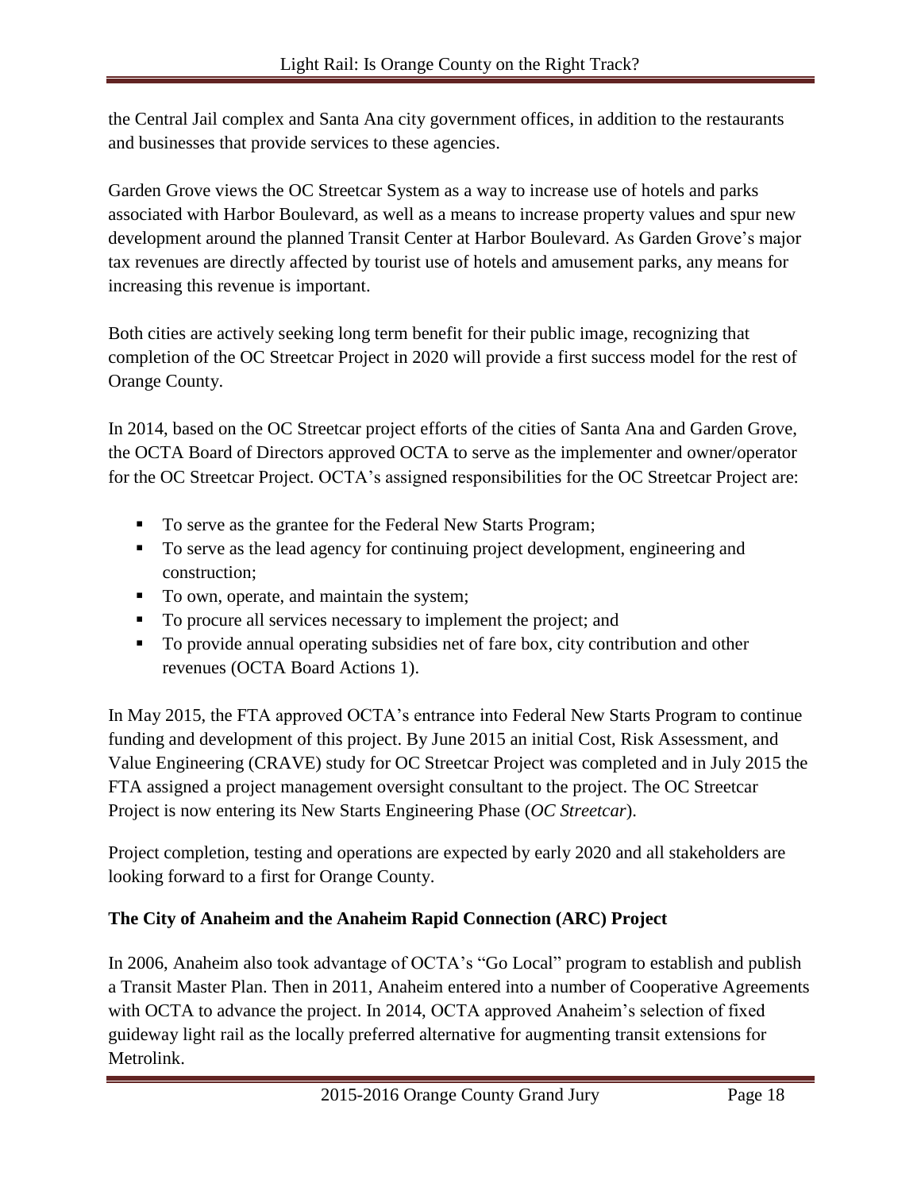the Central Jail complex and Santa Ana city government offices, in addition to the restaurants and businesses that provide services to these agencies.

Garden Grove views the OC Streetcar System as a way to increase use of hotels and parks associated with Harbor Boulevard, as well as a means to increase property values and spur new development around the planned Transit Center at Harbor Boulevard. As Garden Grove's major tax revenues are directly affected by tourist use of hotels and amusement parks, any means for increasing this revenue is important.

Both cities are actively seeking long term benefit for their public image, recognizing that completion of the OC Streetcar Project in 2020 will provide a first success model for the rest of Orange County.

In 2014, based on the OC Streetcar project efforts of the cities of Santa Ana and Garden Grove, the OCTA Board of Directors approved OCTA to serve as the implementer and owner/operator for the OC Streetcar Project. OCTA's assigned responsibilities for the OC Streetcar Project are:

- To serve as the grantee for the Federal New Starts Program;
- To serve as the lead agency for continuing project development, engineering and construction;
- To own, operate, and maintain the system;
- To procure all services necessary to implement the project; and
- To provide annual operating subsidies net of fare box, city contribution and other revenues (OCTA Board Actions 1).

In May 2015, the FTA approved OCTA's entrance into Federal New Starts Program to continue funding and development of this project. By June 2015 an initial Cost, Risk Assessment, and Value Engineering (CRAVE) study for OC Streetcar Project was completed and in July 2015 the FTA assigned a project management oversight consultant to the project. The OC Streetcar Project is now entering its New Starts Engineering Phase (*OC Streetcar*).

Project completion, testing and operations are expected by early 2020 and all stakeholders are looking forward to a first for Orange County.

**The City of Anaheim and the Anaheim Rapid Connection (ARC) Project**

In 2006, Anaheim also took advantage of OCTA's "Go Local" program to establish and publish a Transit Master Plan. Then in 2011, Anaheim entered into a number of Cooperative Agreements with OCTA to advance the project. In 2014, OCTA approved Anaheim's selection of fixed guideway light rail as the locally preferred alternative for augmenting transit extensions for Metrolink.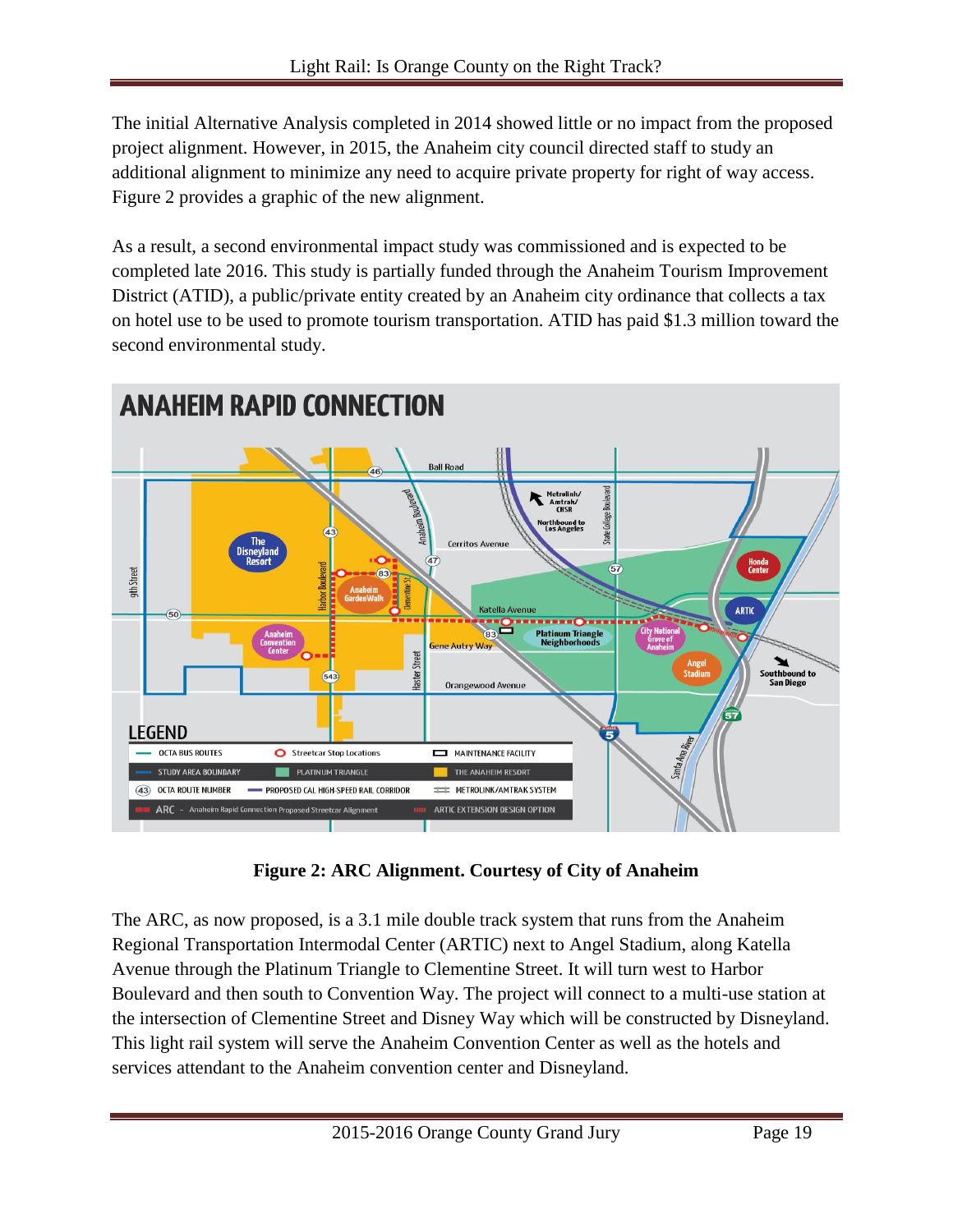The initial Alternative Analysis completed in 2014 showed little or no impact from the proposed project alignment. However, in 2015, the Anaheim city council directed staff to study an additional alignment to minimize any need to acquire private property for right of way access. Figure 2 provides a graphic of the new alignment.

As a result, a second environmental impact study was commissioned and is expected to be completed late 2016. This study is partially funded through the Anaheim Tourism Improvement District (ATID), a public/private entity created by an Anaheim city ordinance that collects a tax on hotel use to be used to promote tourism transportation. ATID has paid $1.3 million toward the second environmental study.

**Figure 2: ARC Alignment. Courtesy of City of Anaheim**

The ARC, as now proposed, is a 3.1 mile double track system that runs from the Anaheim Regional Transportation Intermodal Center (ARTIC) next to Angel Stadium, along Katella Avenue through the Platinum Triangle to Clementine Street. It will turn west to Harbor Boulevard and then south to Convention Way. The project will connect to a multi-use station at the intersection of Clementine Street and Disney Way which will be constructed by Disneyland. This light rail system will serve the Anaheim Convention Center as well as the hotels and services attendant to the Anaheim convention center and Disneyland.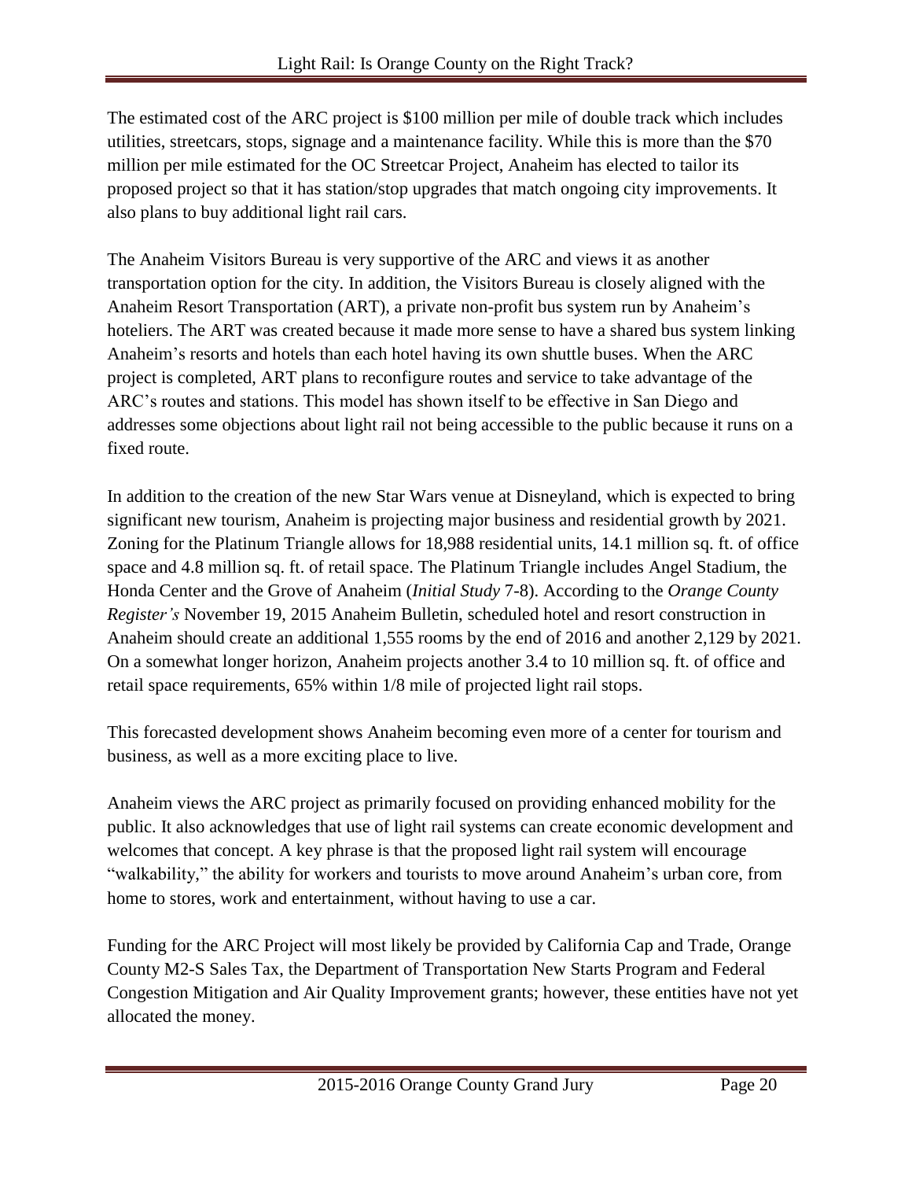The estimated cost of the ARC project is $100 million per mile of double track which includes utilities, streetcars, stops, signage and a maintenance facility. While this is more than the $70 million per mile estimated for the OC Streetcar Project, Anaheim has elected to tailor its proposed project so that it has station/stop upgrades that match ongoing city improvements. It also plans to buy additional light rail cars.

The Anaheim Visitors Bureau is very supportive of the ARC and views it as another transportation option for the city. In addition, the Visitors Bureau is closely aligned with the Anaheim Resort Transportation (ART), a private non-profit bus system run by Anaheim's hoteliers. The ART was created because it made more sense to have a shared bus system linking Anaheim's resorts and hotels than each hotel having its own shuttle buses. When the ARC project is completed, ART plans to reconfigure routes and service to take advantage of the ARC's routes and stations. This model has shown itself to be effective in San Diego and addresses some objections about light rail not being accessible to the public because it runs on a fixed route.

In addition to the creation of the new Star Wars venue at Disneyland, which is expected to bring significant new tourism, Anaheim is projecting major business and residential growth by 2021. Zoning for the Platinum Triangle allows for 18,988 residential units, 14.1 million sq. ft. of office space and 4.8 million sq. ft. of retail space. The Platinum Triangle includes Angel Stadium, the Honda Center and the Grove of Anaheim (*Initial Study* 7-8). According to the *Orange County Register's* November 19, 2015 Anaheim Bulletin, scheduled hotel and resort construction in Anaheim should create an additional 1,555 rooms by the end of 2016 and another 2,129 by 2021. On a somewhat longer horizon, Anaheim projects another 3.4 to 10 million sq. ft. of office and retail space requirements, 65% within 1/8 mile of projected light rail stops.

This forecasted development shows Anaheim becoming even more of a center for tourism and business, as well as a more exciting place to live.

Anaheim views the ARC project as primarily focused on providing enhanced mobility for the public. It also acknowledges that use of light rail systems can create economic development and welcomes that concept. A key phrase is that the proposed light rail system will encourage "walkability," the ability for workers and tourists to move around Anaheim's urban core, from home to stores, work and entertainment, without having to use a car.

Funding for the ARC Project will most likely be provided by California Cap and Trade, Orange County M2-S Sales Tax, the Department of Transportation New Starts Program and Federal Congestion Mitigation and Air Quality Improvement grants; however, these entities have not yet allocated the money.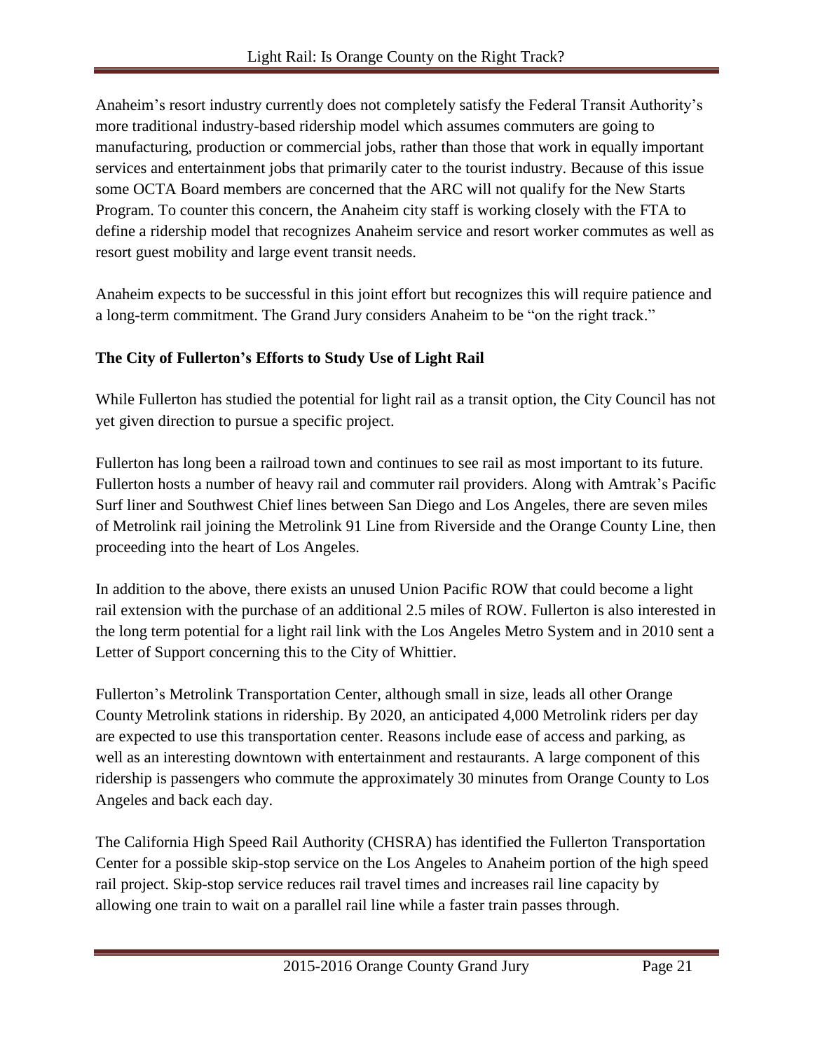Anaheim's resort industry currently does not completely satisfy the Federal Transit Authority's more traditional industry-based ridership model which assumes commuters are going to manufacturing, production or commercial jobs, rather than those that work in equally important services and entertainment jobs that primarily cater to the tourist industry. Because of this issue some OCTA Board members are concerned that the ARC will not qualify for the New Starts Program. To counter this concern, the Anaheim city staff is working closely with the FTA to define a ridership model that recognizes Anaheim service and resort worker commutes as well as resort guest mobility and large event transit needs.

Anaheim expects to be successful in this joint effort but recognizes this will require patience and a long-term commitment. The Grand Jury considers Anaheim to be "on the right track."

### The City of Fullerton's Efforts to Study Use of Light Rail

While Fullerton has studied the potential for light rail as a transit option, the City Council has not yet given direction to pursue a specific project.

Fullerton has long been a railroad town and continues to see rail as most important to its future. Fullerton hosts a number of heavy rail and commuter rail providers. Along with Amtrak's Pacific Surf liner and Southwest Chief lines between San Diego and Los Angeles, there are seven miles of Metrolink rail joining the Metrolink 91 Line from Riverside and the Orange County Line, then proceeding into the heart of Los Angeles.

In addition to the above, there exists an unused Union Pacific ROW that could become a light rail extension with the purchase of an additional 2.5 miles of ROW. Fullerton is also interested in the long term potential for a light rail link with the Los Angeles Metro System and in 2010 sent a Letter of Support concerning this to the City of Whittier.

Fullerton's Metrolink Transportation Center, although small in size, leads all other Orange County Metrolink stations in ridership. By 2020, an anticipated 4,000 Metrolink riders per day are expected to use this transportation center. Reasons include ease of access and parking, as well as an interesting downtown with entertainment and restaurants. A large component of this ridership is passengers who commute the approximately 30 minutes from Orange County to Los Angeles and back each day.

The California High Speed Rail Authority (CHSRA) has identified the Fullerton Transportation Center for a possible skip-stop service on the Los Angeles to Anaheim portion of the high speed rail project. Skip-stop service reduces rail travel times and increases rail line capacity by allowing one train to wait on a parallel rail line while a faster train passes through.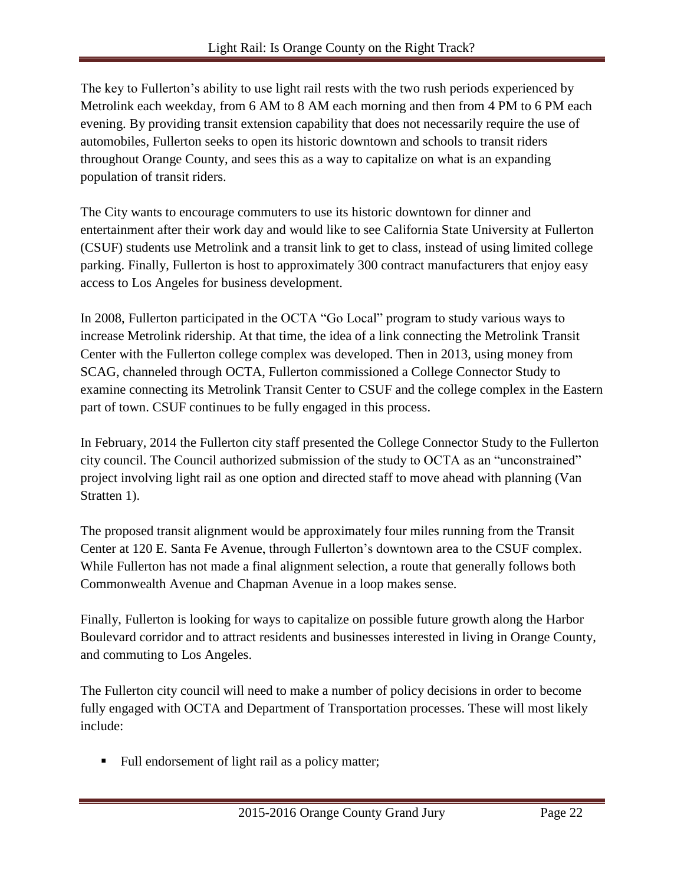The key to Fullerton's ability to use light rail rests with the two rush periods experienced by Metrolink each weekday, from 6 AM to 8 AM each morning and then from 4 PM to 6 PM each evening. By providing transit extension capability that does not necessarily require the use of automobiles, Fullerton seeks to open its historic downtown and schools to transit riders throughout Orange County, and sees this as a way to capitalize on what is an expanding population of transit riders.

The City wants to encourage commuters to use its historic downtown for dinner and entertainment after their work day and would like to see California State University at Fullerton (CSUF) students use Metrolink and a transit link to get to class, instead of using limited college parking. Finally, Fullerton is host to approximately 300 contract manufacturers that enjoy easy access to Los Angeles for business development.

In 2008, Fullerton participated in the OCTA "Go Local" program to study various ways to increase Metrolink ridership. At that time, the idea of a link connecting the Metrolink Transit Center with the Fullerton college complex was developed. Then in 2013, using money from SCAG, channeled through OCTA, Fullerton commissioned a College Connector Study to examine connecting its Metrolink Transit Center to CSUF and the college complex in the Eastern part of town. CSUF continues to be fully engaged in this process.

In February, 2014 the Fullerton city staff presented the College Connector Study to the Fullerton city council. The Council authorized submission of the study to OCTA as an "unconstrained" project involving light rail as one option and directed staff to move ahead with planning (Van Stratten 1).

The proposed transit alignment would be approximately four miles running from the Transit Center at 120 E. Santa Fe Avenue, through Fullerton's downtown area to the CSUF complex. While Fullerton has not made a final alignment selection, a route that generally follows both Commonwealth Avenue and Chapman Avenue in a loop makes sense.

Finally, Fullerton is looking for ways to capitalize on possible future growth along the Harbor Boulevard corridor and to attract residents and businesses interested in living in Orange County, and commuting to Los Angeles.

The Fullerton city council will need to make a number of policy decisions in order to become fully engaged with OCTA and Department of Transportation processes. These will most likely include:

- Full endorsement of light rail as a policy matter;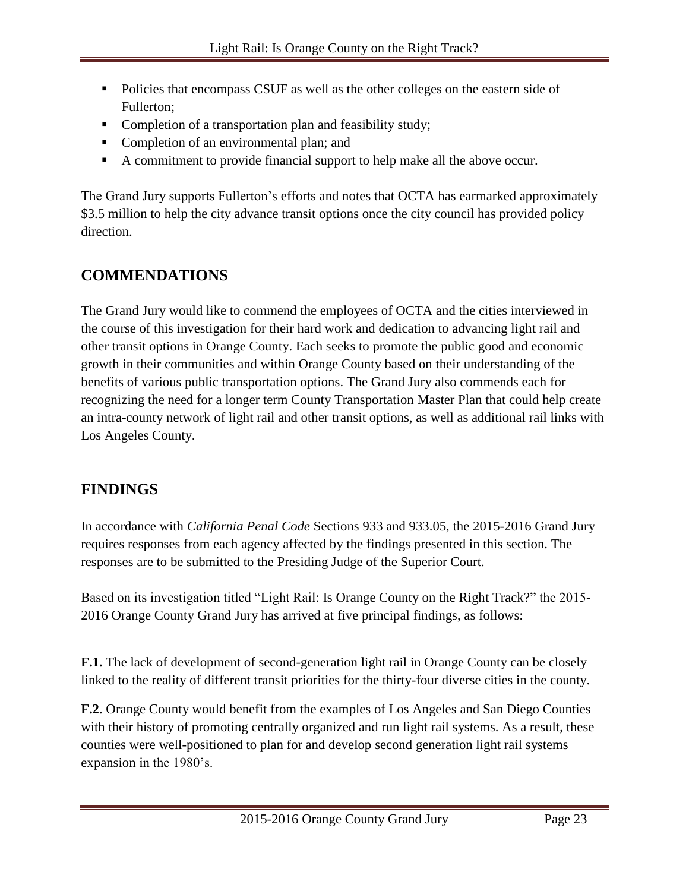- Policies that encompass CSUF as well as the other colleges on the eastern side of Fullerton;
- Completion of a transportation plan and feasibility study;
- Completion of an environmental plan; and
- A commitment to provide financial support to help make all the above occur.

The Grand Jury supports Fullerton's efforts and notes that OCTA has earmarked approximately $3.5 million to help the city advance transit options once the city council has provided policy direction.

## COMMENDATIONS

The Grand Jury would like to commend the employees of OCTA and the cities interviewed in the course of this investigation for their hard work and dedication to advancing light rail and other transit options in Orange County. Each seeks to promote the public good and economic growth in their communities and within Orange County based on their understanding of the benefits of various public transportation options. The Grand Jury also commends each for recognizing the need for a longer term County Transportation Master Plan that could help create an intra-county network of light rail and other transit options, as well as additional rail links with Los Angeles County.

## FINDINGS

In accordance with *California Penal Code* Sections 933 and 933.05, the 2015-2016 Grand Jury requires responses from each agency affected by the findings presented in this section. The responses are to be submitted to the Presiding Judge of the Superior Court.

Based on its investigation titled "Light Rail: Is Orange County on the Right Track?" the 2015-2016 Orange County Grand Jury has arrived at five principal findings, as follows:

**F.1.** The lack of development of second-generation light rail in Orange County can be closely linked to the reality of different transit priorities for the thirty-four diverse cities in the county.

**F.2**. Orange County would benefit from the examples of Los Angeles and San Diego Counties with their history of promoting centrally organized and run light rail systems. As a result, these counties were well-positioned to plan for and develop second generation light rail systems expansion in the 1980's.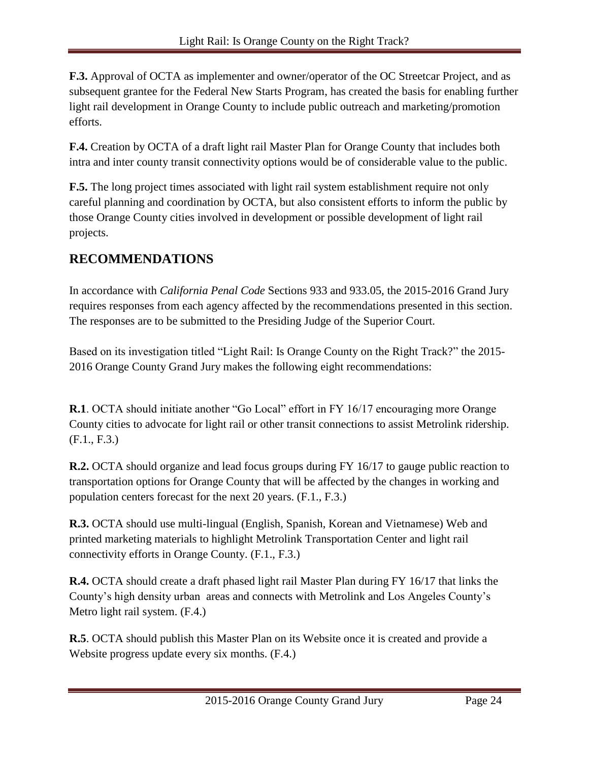**F.3.** Approval of OCTA as implementer and owner/operator of the OC Streetcar Project, and as subsequent grantee for the Federal New Starts Program, has created the basis for enabling further light rail development in Orange County to include public outreach and marketing/promotion efforts.

**F.4.** Creation by OCTA of a draft light rail Master Plan for Orange County that includes both intra and inter county transit connectivity options would be of considerable value to the public.

**F.5.** The long project times associated with light rail system establishment require not only careful planning and coordination by OCTA, but also consistent efforts to inform the public by those Orange County cities involved in development or possible development of light rail projects.

## RECOMMENDATIONS

In accordance with *California Penal Code* Sections 933 and 933.05, the 2015-2016 Grand Jury requires responses from each agency affected by the recommendations presented in this section. The responses are to be submitted to the Presiding Judge of the Superior Court.

Based on its investigation titled "Light Rail: Is Orange County on the Right Track?" the 2015-2016 Orange County Grand Jury makes the following eight recommendations:

**R.1**. OCTA should initiate another "Go Local" effort in FY 16/17 encouraging more Orange County cities to advocate for light rail or other transit connections to assist Metrolink ridership. (F.1., F.3.)

**R.2.** OCTA should organize and lead focus groups during FY 16/17 to gauge public reaction to transportation options for Orange County that will be affected by the changes in working and population centers forecast for the next 20 years. (F.1., F.3.)

**R.3.** OCTA should use multi-lingual (English, Spanish, Korean and Vietnamese) Web and printed marketing materials to highlight Metrolink Transportation Center and light rail connectivity efforts in Orange County. (F.1., F.3.)

**R.4.** OCTA should create a draft phased light rail Master Plan during FY 16/17 that links the County's high density urban areas and connects with Metrolink and Los Angeles County's Metro light rail system. (F.4.)

**R.5**. OCTA should publish this Master Plan on its Website once it is created and provide a Website progress update every six months. (F.4.)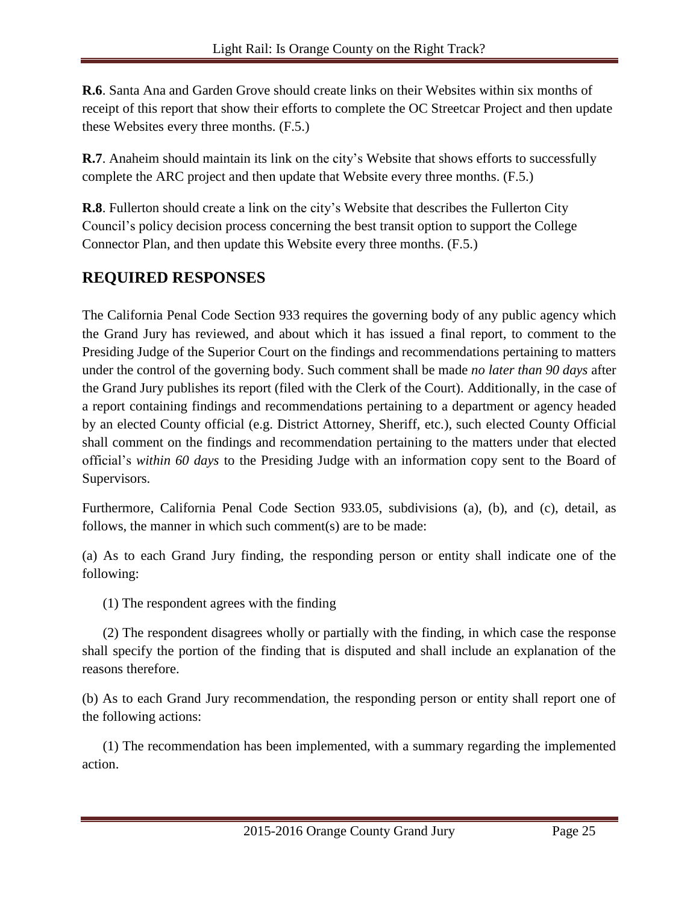**R.6**. Santa Ana and Garden Grove should create links on their Websites within six months of receipt of this report that show their efforts to complete the OC Streetcar Project and then update these Websites every three months. (F.5.)

**R.7**. Anaheim should maintain its link on the city's Website that shows efforts to successfully complete the ARC project and then update that Website every three months. (F.5.)

**R.8**. Fullerton should create a link on the city's Website that describes the Fullerton City Council's policy decision process concerning the best transit option to support the College Connector Plan, and then update this Website every three months. (F.5.)

## REQUIRED RESPONSES

The California Penal Code Section 933 requires the governing body of any public agency which the Grand Jury has reviewed, and about which it has issued a final report, to comment to the Presiding Judge of the Superior Court on the findings and recommendations pertaining to matters under the control of the governing body. Such comment shall be made *no later than 90 days* after the Grand Jury publishes its report (filed with the Clerk of the Court). Additionally, in the case of a report containing findings and recommendations pertaining to a department or agency headed by an elected County official (e.g. District Attorney, Sheriff, etc.), such elected County Official shall comment on the findings and recommendation pertaining to the matters under that elected official's *within 60 days* to the Presiding Judge with an information copy sent to the Board of Supervisors.

Furthermore, California Penal Code Section 933.05, subdivisions (a), (b), and (c), detail, as follows, the manner in which such comment(s) are to be made:

(a) As to each Grand Jury finding, the responding person or entity shall indicate one of the following:

(1) The respondent agrees with the finding

(2) The respondent disagrees wholly or partially with the finding, in which case the response shall specify the portion of the finding that is disputed and shall include an explanation of the reasons therefore.

(b) As to each Grand Jury recommendation, the responding person or entity shall report one of the following actions:

(1) The recommendation has been implemented, with a summary regarding the implemented action.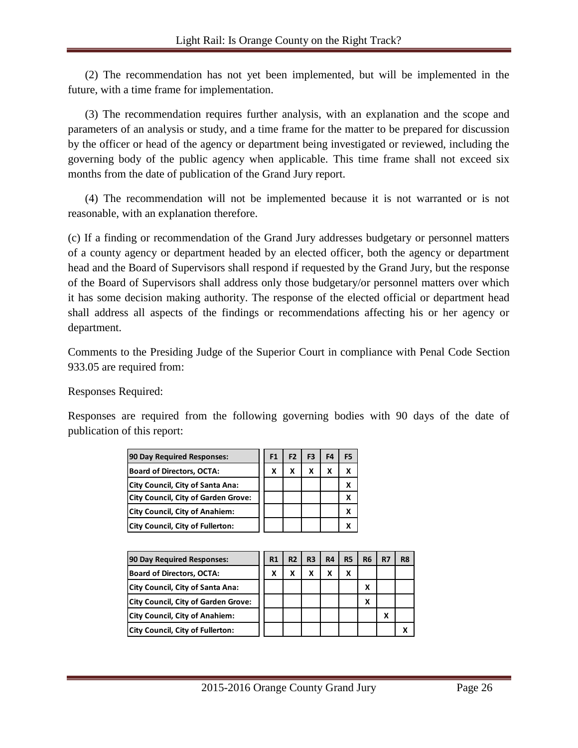(2) The recommendation has not yet been implemented, but will be implemented in the future, with a time frame for implementation.

(3) The recommendation requires further analysis, with an explanation and the scope and parameters of an analysis or study, and a time frame for the matter to be prepared for discussion by the officer or head of the agency or department being investigated or reviewed, including the governing body of the public agency when applicable. This time frame shall not exceed six months from the date of publication of the Grand Jury report.

(4) The recommendation will not be implemented because it is not warranted or is not reasonable, with an explanation therefore.

(c) If a finding or recommendation of the Grand Jury addresses budgetary or personnel matters of a county agency or department headed by an elected officer, both the agency or department head and the Board of Supervisors shall respond if requested by the Grand Jury, but the response of the Board of Supervisors shall address only those budgetary/or personnel matters over which it has some decision making authority. The response of the elected official or department head shall address all aspects of the findings or recommendations affecting his or her agency or department.

Comments to the Presiding Judge of the Superior Court in compliance with Penal Code Section 933.05 are required from:

Responses Required:

Responses are required from the following governing bodies with 90 days of the date of publication of this report:

| 90 Day Required Responses: | F1 | F2 | F3 | F4 | F5 |
|---|---|---|---|---|---|
| Board of Directors, OCTA: | X | X | X | X | X |
| City Council, City of Santa Ana: | | | | | X |
| City Council, City of Garden Grove: | | | | | X |
| City Council, City of Anahiem: | | | | | X |
| City Council, City of Fullerton: | | | | | X |

| 90 Day Required Responses: | R1 | R2 | R3 | R4 | R5 | R6 | R7 | R8 |
|---|---|---|---|---|---|---|---|---|
| Board of Directors, OCTA: | X | X | X | X | X | | | |
| City Council, City of Santa Ana: | | | | | | X | | |
| City Council, City of Garden Grove: | | | | | | X | | |
| City Council, City of Anahiem: | | | | | | | X | |
| City Council, City of Fullerton: | | | | | | | | X |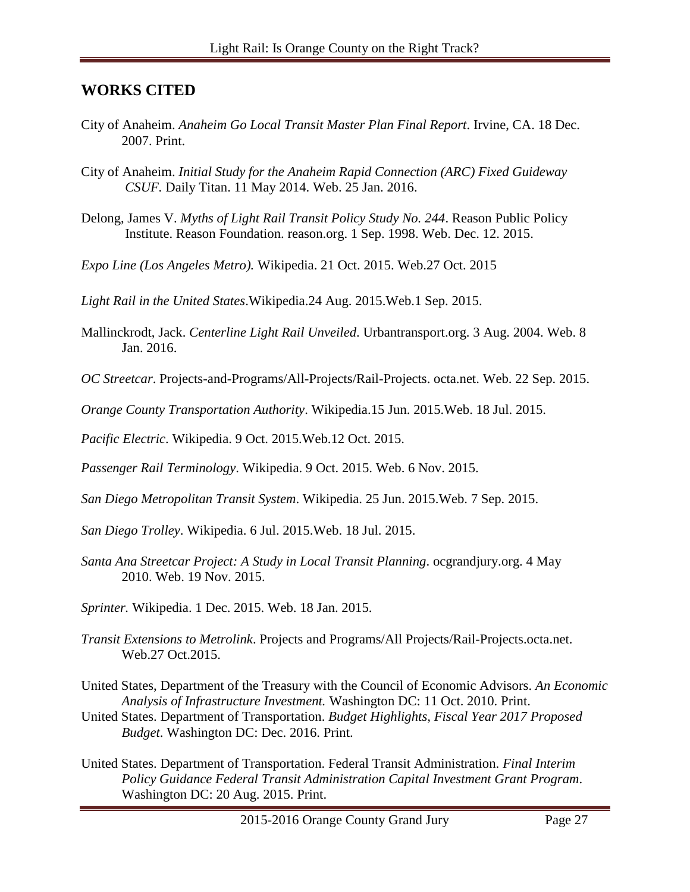## WORKS CITED

City of Anaheim. *Anaheim Go Local Transit Master Plan Final Report*. Irvine, CA. 18 Dec. 2007. Print.

City of Anaheim. *Initial Study for the Anaheim Rapid Connection (ARC) Fixed Guideway CSUF.* Daily Titan. 11 May 2014. Web. 25 Jan. 2016.

Delong, James V. *Myths of Light Rail Transit Policy Study No. 244*. Reason Public Policy Institute. Reason Foundation. reason.org. 1 Sep. 1998. Web. Dec. 12. 2015.

*Expo Line (Los Angeles Metro).* Wikipedia. 21 Oct. 2015. Web.27 Oct. 2015

*Light Rail in the United States*.Wikipedia.24 Aug. 2015.Web.1 Sep. 2015.

Mallinckrodt, Jack. *Centerline Light Rail Unveiled*. Urbantransport.org. 3 Aug. 2004. Web. 8 Jan. 2016.

*OC Streetcar*. Projects-and-Programs/All-Projects/Rail-Projects. octa.net. Web. 22 Sep. 2015.

*Orange County Transportation Authority*. Wikipedia.15 Jun. 2015.Web. 18 Jul. 2015.

*Pacific Electric*. Wikipedia. 9 Oct. 2015.Web.12 Oct. 2015.

*Passenger Rail Terminology*. Wikipedia. 9 Oct. 2015. Web. 6 Nov. 2015.

*San Diego Metropolitan Transit System*. Wikipedia. 25 Jun. 2015.Web. 7 Sep. 2015.

*San Diego Trolley*. Wikipedia. 6 Jul. 2015.Web. 18 Jul. 2015.

*Santa Ana Streetcar Project: A Study in Local Transit Planning*. ocgrandjury.org. 4 May 2010. Web. 19 Nov. 2015.

*Sprinter.* Wikipedia. 1 Dec. 2015. Web. 18 Jan. 2015.

*Transit Extensions to Metrolink*. Projects and Programs/All Projects/Rail-Projects.octa.net. Web.27 Oct.2015.

United States, Department of the Treasury with the Council of Economic Advisors. *An Economic Analysis of Infrastructure Investment.* Washington DC: 11 Oct. 2010. Print.

United States. Department of Transportation. *Budget Highlights, Fiscal Year 2017 Proposed Budget*. Washington DC: Dec. 2016. Print.

United States. Department of Transportation. Federal Transit Administration. *Final Interim Policy Guidance Federal Transit Administration Capital Investment Grant Program*. Washington DC: 20 Aug. 2015. Print.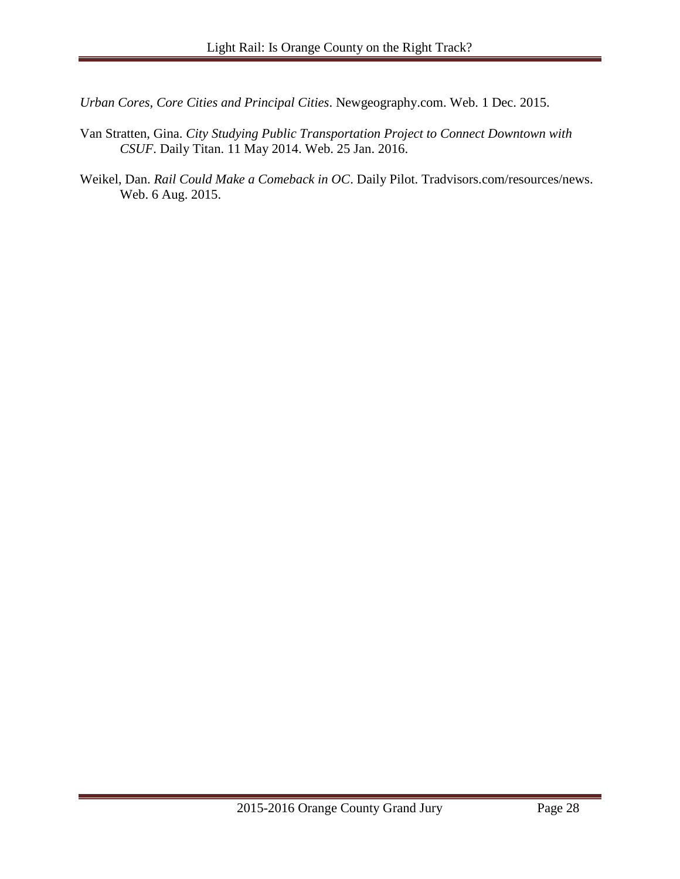*Urban Cores, Core Cities and Principal Cities*. Newgeography.com. Web. 1 Dec. 2015.

Van Stratten, Gina. *City Studying Public Transportation Project to Connect Downtown with CSUF*. Daily Titan. 11 May 2014. Web. 25 Jan. 2016.

Weikel, Dan. *Rail Could Make a Comeback in OC*. Daily Pilot. Tradvisors.com/resources/news. Web. 6 Aug. 2015.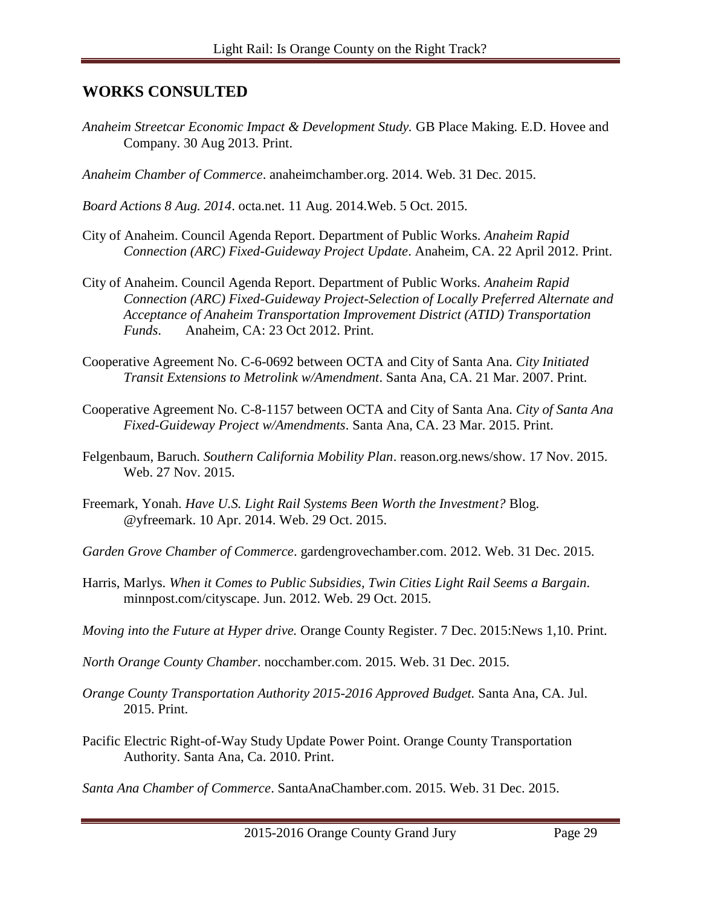## WORKS CONSULTED

*Anaheim Streetcar Economic Impact & Development Study.* GB Place Making. E.D. Hovee and Company. 30 Aug 2013. Print.

*Anaheim Chamber of Commerce*. anaheimchamber.org. 2014. Web. 31 Dec. 2015.

*Board Actions 8 Aug. 2014*. octa.net. 11 Aug. 2014.Web. 5 Oct. 2015.

City of Anaheim. Council Agenda Report. Department of Public Works. *Anaheim Rapid Connection (ARC) Fixed-Guideway Project Update*. Anaheim, CA. 22 April 2012. Print.

City of Anaheim. Council Agenda Report. Department of Public Works. *Anaheim Rapid Connection (ARC) Fixed-Guideway Project-Selection of Locally Preferred Alternate and Acceptance of Anaheim Transportation Improvement District (ATID) Transportation Funds*. Anaheim, CA: 23 Oct 2012. Print.

Cooperative Agreement No. C-6-0692 between OCTA and City of Santa Ana. *City Initiated Transit Extensions to Metrolink w/Amendment*. Santa Ana, CA. 21 Mar. 2007. Print.

Cooperative Agreement No. C-8-1157 between OCTA and City of Santa Ana. *City of Santa Ana Fixed-Guideway Project w/Amendments*. Santa Ana, CA. 23 Mar. 2015. Print.

Felgenbaum, Baruch. *Southern California Mobility Plan*. reason.org.news/show. 17 Nov. 2015. Web. 27 Nov. 2015.

Freemark, Yonah. *Have U.S. Light Rail Systems Been Worth the Investment?* Blog. @yfreemark. 10 Apr. 2014. Web. 29 Oct. 2015.

*Garden Grove Chamber of Commerce*. gardengrovechamber.com. 2012. Web. 31 Dec. 2015.

Harris, Marlys. *When it Comes to Public Subsidies, Twin Cities Light Rail Seems a Bargain*. minnpost.com/cityscape. Jun. 2012. Web. 29 Oct. 2015.

*Moving into the Future at Hyper drive.* Orange County Register. 7 Dec. 2015:News 1,10. Print.

*North Orange County Chamber*. nocchamber.com. 2015. Web. 31 Dec. 2015.

*Orange County Transportation Authority 2015-2016 Approved Budget.* Santa Ana, CA. Jul. 2015. Print.

Pacific Electric Right-of-Way Study Update Power Point. Orange County Transportation Authority. Santa Ana, Ca. 2010. Print.

*Santa Ana Chamber of Commerce*. SantaAnaChamber.com. 2015. Web. 31 Dec. 2015.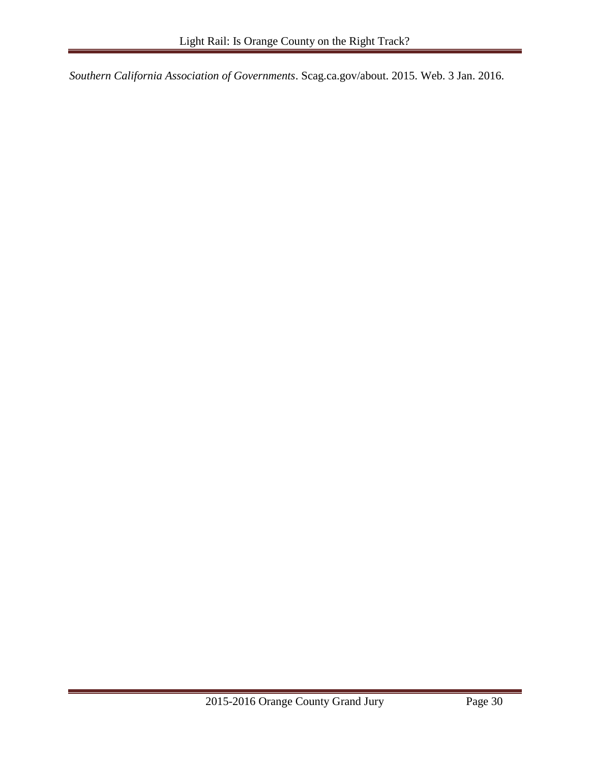*Southern California Association of Governments*. Scag.ca.gov/about. 2015. Web. 3 Jan. 2016.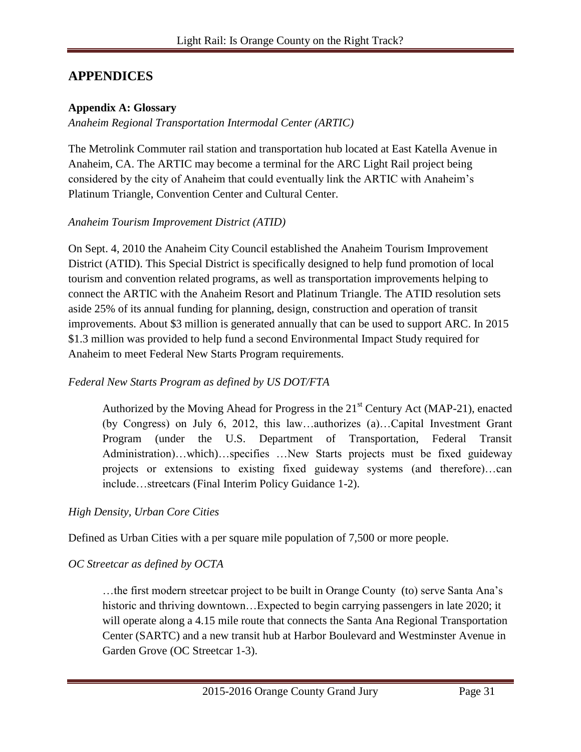# APPENDICES

**Appendix A: Glossary**

*Anaheim Regional Transportation Intermodal Center (ARTIC)*

The Metrolink Commuter rail station and transportation hub located at East Katella Avenue in Anaheim, CA. The ARTIC may become a terminal for the ARC Light Rail project being considered by the city of Anaheim that could eventually link the ARTIC with Anaheim's Platinum Triangle, Convention Center and Cultural Center.

*Anaheim Tourism Improvement District (ATID)*

On Sept. 4, 2010 the Anaheim City Council established the Anaheim Tourism Improvement District (ATID). This Special District is specifically designed to help fund promotion of local tourism and convention related programs, as well as transportation improvements helping to connect the ARTIC with the Anaheim Resort and Platinum Triangle. The ATID resolution sets aside 25% of its annual funding for planning, design, construction and operation of transit improvements. About $3 million is generated annually that can be used to support ARC. In 2015 $1.3 million was provided to help fund a second Environmental Impact Study required for Anaheim to meet Federal New Starts Program requirements.

*Federal New Starts Program as defined by US DOT/FTA*

> Authorized by the Moving Ahead for Progress in the 21st Century Act (MAP-21), enacted (by Congress) on July 6, 2012, this law…authorizes (a)…Capital Investment Grant Program (under the U.S. Department of Transportation, Federal Transit Administration)…which)…specifies …New Starts projects must be fixed guideway projects or extensions to existing fixed guideway systems (and therefore)…can include…streetcars (Final Interim Policy Guidance 1-2).

*High Density, Urban Core Cities*

Defined as Urban Cities with a per square mile population of 7,500 or more people.

*OC Streetcar as defined by OCTA*

> …the first modern streetcar project to be built in Orange County (to) serve Santa Ana's historic and thriving downtown…Expected to begin carrying passengers in late 2020; it will operate along a 4.15 mile route that connects the Santa Ana Regional Transportation Center (SARTC) and a new transit hub at Harbor Boulevard and Westminster Avenue in Garden Grove (OC Streetcar 1-3).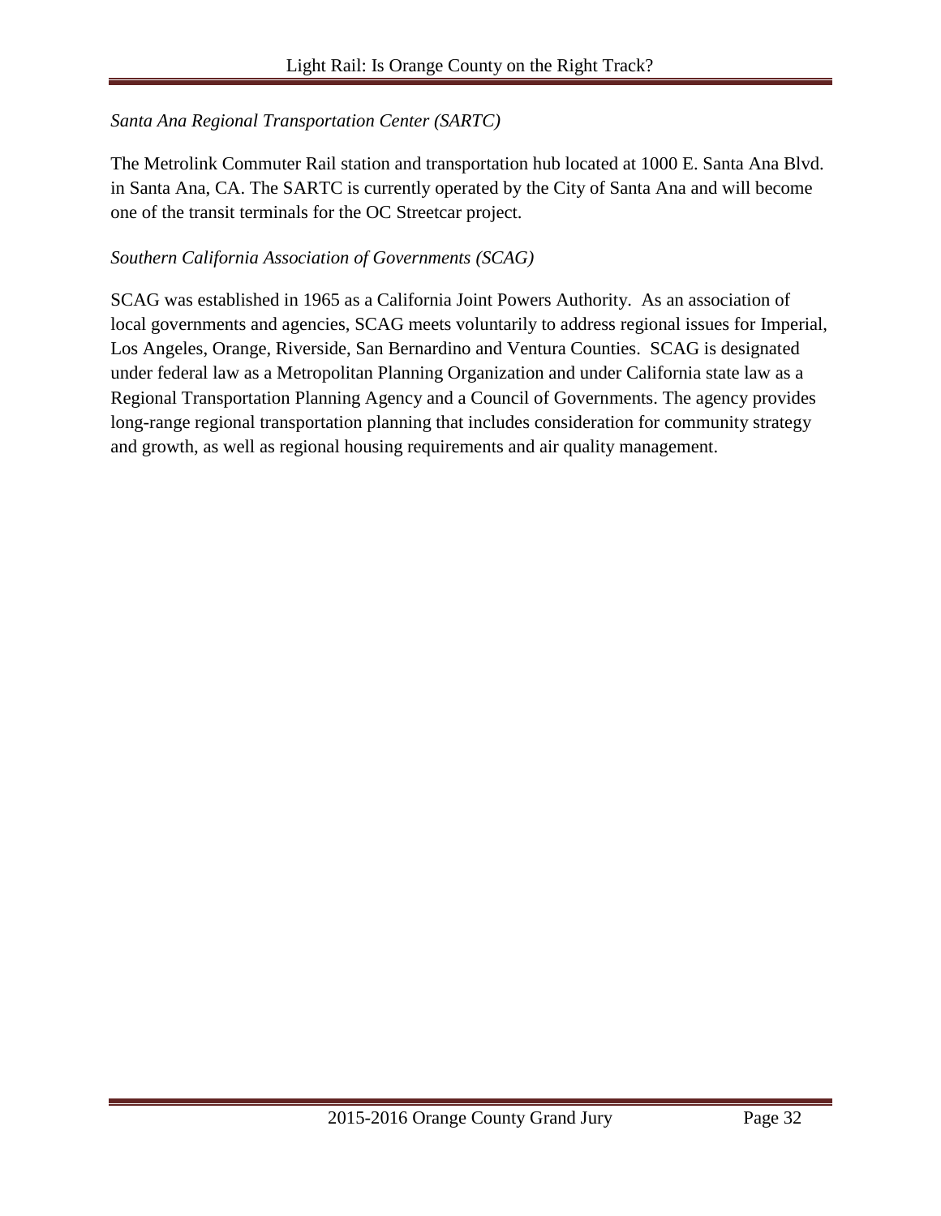*Santa Ana Regional Transportation Center (SARTC)*

The Metrolink Commuter Rail station and transportation hub located at 1000 E. Santa Ana Blvd. in Santa Ana, CA. The SARTC is currently operated by the City of Santa Ana and will become one of the transit terminals for the OC Streetcar project.

*Southern California Association of Governments (SCAG)*

SCAG was established in 1965 as a California Joint Powers Authority. As an association of local governments and agencies, SCAG meets voluntarily to address regional issues for Imperial, Los Angeles, Orange, Riverside, San Bernardino and Ventura Counties. SCAG is designated under federal law as a Metropolitan Planning Organization and under California state law as a Regional Transportation Planning Agency and a Council of Governments. The agency provides long-range regional transportation planning that includes consideration for community strategy and growth, as well as regional housing requirements and air quality management.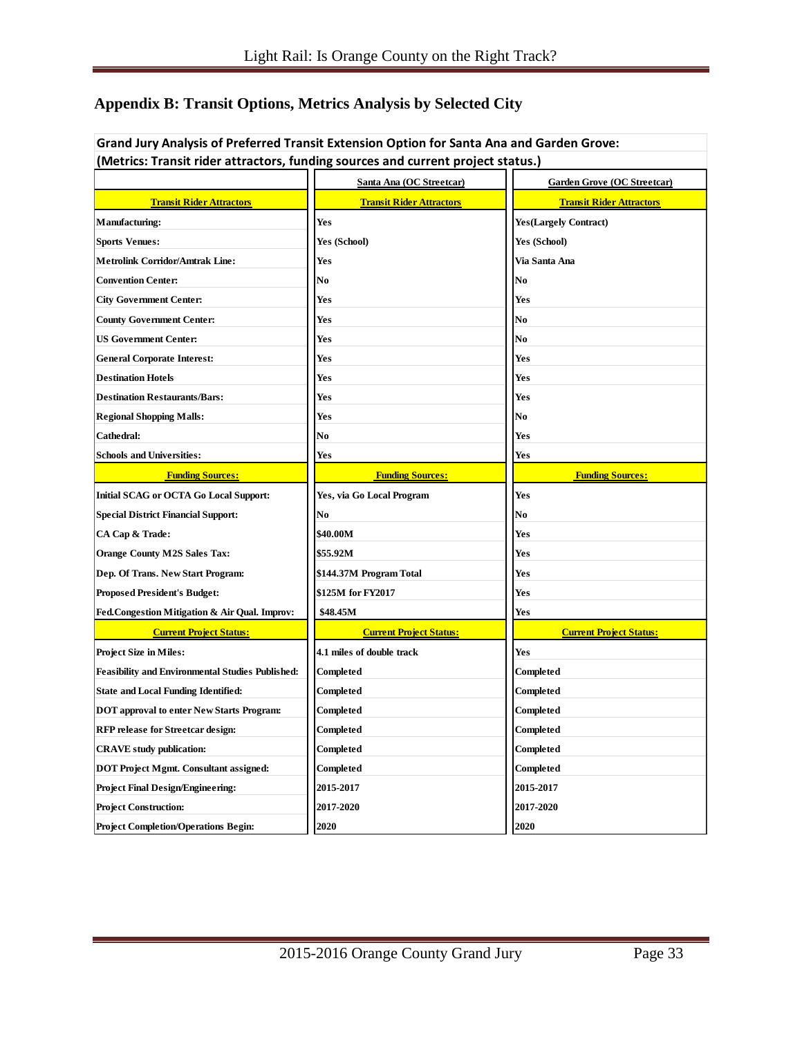## Appendix B: Transit Options, Metrics Analysis by Selected City

**Grand Jury Analysis of Preferred Transit Extension Option for Santa Ana and Garden Grove: (Metrics: Transit rider attractors, funding sources and current project status.)**

| | Santa Ana (OC Streetcar) | Garden Grove (OC Streetcar) |
|---|---|---|
| **Transit Rider Attractors** | **Transit Rider Attractors** | **Transit Rider Attractors** |
| Manufacturing: | Yes | Yes(Largely Contract) |
| Sports Venues: | Yes (School) | Yes (School) |
| Metrolink Corridor/Amtrak Line: | Yes | Via Santa Ana |
| Convention Center: | No | No |
| City Government Center: | Yes | Yes |
| County Government Center: | Yes | No |
| US Government Center: | Yes | No |
| General Corporate Interest: | Yes | Yes |
| Destination Hotels | Yes | Yes |
| Destination Restaurants/Bars: | Yes | Yes |
| Regional Shopping Malls: | Yes | No |
| Cathedral: | No | Yes |
| Schools and Universities: | Yes | Yes |
| **Funding Sources:** | **Funding Sources:** | **Funding Sources:** |
| Initial SCAG or OCTA Go Local Support: | Yes, via Go Local Program | Yes |
| Special District Financial Support: | No | No |
| CA Cap & Trade: | $40.00M | Yes |
| Orange County M2S Sales Tax: | $55.92M | Yes |
| Dep. Of Trans. New Start Program: | $144.37M Program Total | Yes |
| Proposed President's Budget: | $125M for FY2017 | Yes |
| Fed.Congestion Mitigation & Air Qual. Improv: | $48.45M | Yes |
| **Current Project Status:** | **Current Project Status:** | **Current Project Status:** |
| Project Size in Miles: | 4.1 miles of double track | Yes |
| Feasibility and Environmental Studies Published: | Completed | Completed |
| State and Local Funding Identified: | Completed | Completed |
| DOT approval to enter New Starts Program: | Completed | Completed |
| RFP release for Streetcar design: | Completed | Completed |
| CRAVE study publication: | Completed | Completed |
| DOT Project Mgmt. Consultant assigned: | Completed | Completed |
| Project Final Design/Engineering: | 2015-2017 | 2015-2017 |
| Project Construction: | 2017-2020 | 2017-2020 |
| Project Completion/Operations Begin: | 2020 | 2020 |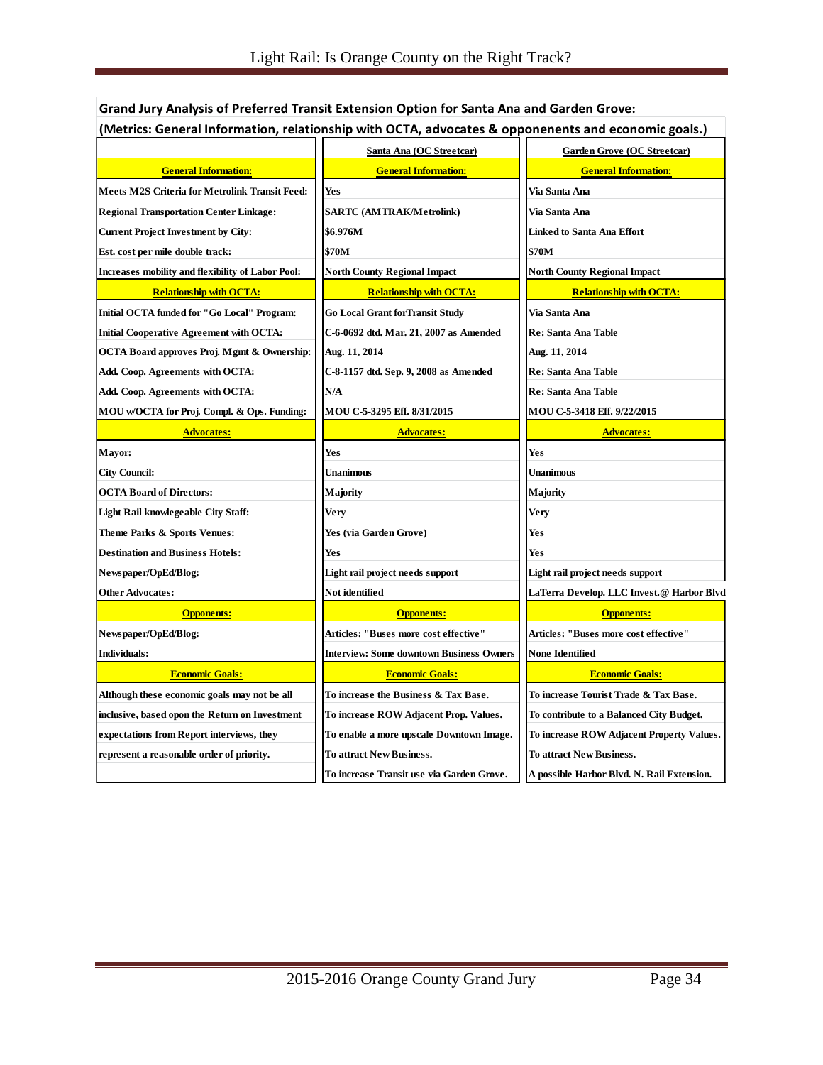**Grand Jury Analysis of Preferred Transit Extension Option for Santa Ana and Garden Grove:**

**(Metrics: General Information, relationship with OCTA, advocates & opponents and economic goals.)**

| | Santa Ana (OC Streetcar) | Garden Grove (OC Streetcar) |
|---|---|---|
| **General Information:** | **General Information:** | **General Information:** |
| Meets M2S Criteria for Metrolink Transit Feed: | Yes | Via Santa Ana |
| Regional Transportation Center Linkage: | SARTC (AMTRAK/Metrolink) | Via Santa Ana |
| Current Project Investment by City: | $6.976M | Linked to Santa Ana Effort |
| Est. cost per mile double track: | $70M | $70M |
| Increases mobility and flexibility of Labor Pool: | North County Regional Impact | North County Regional Impact |
| **Relationship with OCTA:** | **Relationship with OCTA:** | **Relationship with OCTA:** |
| Initial OCTA funded for "Go Local" Program: | Go Local Grant forTransit Study | Via Santa Ana |
| Initial Cooperative Agreement with OCTA: | C-6-0692 dtd. Mar. 21, 2007 as Amended | Re: Santa Ana Table |
| OCTA Board approves Proj. Mgmt & Ownership: | Aug. 11, 2014 | Aug. 11, 2014 |
| Add. Coop. Agreements with OCTA: | C-8-1157 dtd. Sep. 9, 2008 as Amended | Re: Santa Ana Table |
| Add. Coop. Agreements with OCTA: | N/A | Re: Santa Ana Table |
| MOU w/OCTA for Proj. Compl. & Ops. Funding: | MOU C-5-3295 Eff. 8/31/2015 | MOU C-5-3418 Eff. 9/22/2015 |
| **Advocates:** | **Advocates:** | **Advocates:** |
| Mayor: | Yes | Yes |
| City Council: | Unanimous | Unanimous |
| OCTA Board of Directors: | Majority | Majority |
| Light Rail knowlegeable City Staff: | Very | Very |
| Theme Parks & Sports Venues: | Yes (via Garden Grove) | Yes |
| Destination and Business Hotels: | Yes | Yes |
| Newspaper/OpEd/Blog: | Light rail project needs support | Light rail project needs support |
| Other Advocates: | Not identified | LaTerra Develop. LLC Invest.@ Harbor Blvd |
| **Opponents:** | **Opponents:** | **Opponents:** |
| Newspaper/OpEd/Blog: | Articles: "Buses more cost effective" | Articles: "Buses more cost effective" |
| Individuals: | Interview: Some downtown Business Owners | None Identified |
| **Economic Goals:** | **Economic Goals:** | **Economic Goals:** |
| Although these economic goals may not be all | To increase the Business & Tax Base. | To increase Tourist Trade & Tax Base. |
| inclusive, based opon the Return on Investment | To increase ROW Adjacent Prop. Values. | To contribute to a Balanced City Budget. |
| expectations from Report interviews, they | To enable a more upscale Downtown Image. | To increase ROW Adjacent Property Values. |
| represent a reasonable order of priority. | To attract New Business. | To attract New Business. |
| | To increase Transit use via Garden Grove. | A possible Harbor Blvd. N. Rail Extension. |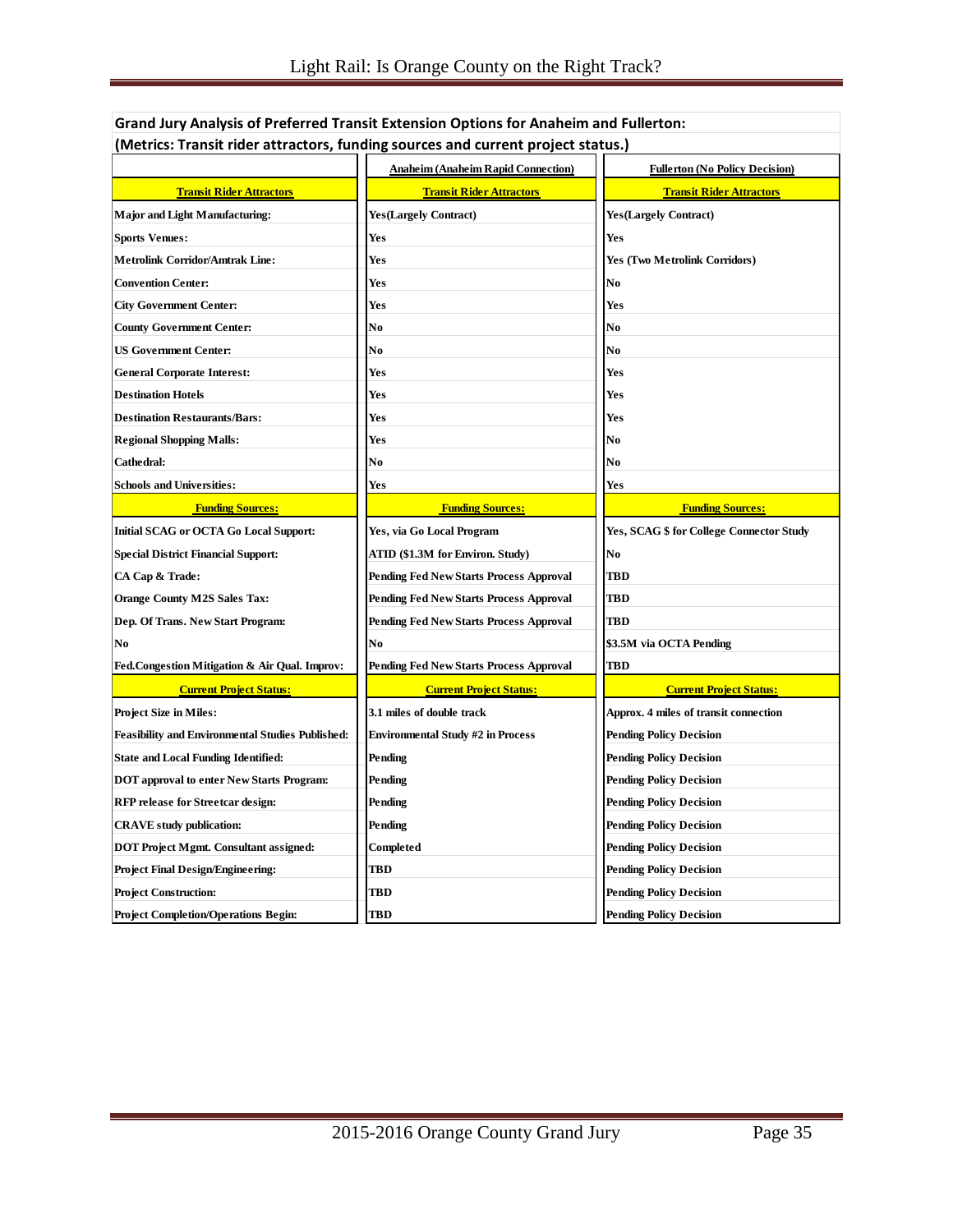**Grand Jury Analysis of Preferred Transit Extension Options for Anaheim and Fullerton:**
**(Metrics: Transit rider attractors, funding sources and current project status.)**

| | Anaheim (Anaheim Rapid Connection) | Fullerton (No Policy Decision) |
|---|---|---|
| **Transit Rider Attractors** | **Transit Rider Attractors** | **Transit Rider Attractors** |
| Major and Light Manufacturing: | Yes(Largely Contract) | Yes(Largely Contract) |
| Sports Venues: | Yes | Yes |
| Metrolink Corridor/Amtrak Line: | Yes | Yes (Two Metrolink Corridors) |
| Convention Center: | Yes | No |
| City Government Center: | Yes | Yes |
| County Government Center: | No | No |
| US Government Center: | No | No |
| General Corporate Interest: | Yes | Yes |
| Destination Hotels | Yes | Yes |
| Destination Restaurants/Bars: | Yes | Yes |
| Regional Shopping Malls: | Yes | No |
| Cathedral: | No | No |
| Schools and Universities: | Yes | Yes |
| **Funding Sources:** | **Funding Sources:** | **Funding Sources:** |
| Initial SCAG or OCTA Go Local Support: | Yes, via Go Local Program | Yes, SCAG $ for College Connector Study |
| Special District Financial Support: | ATID ($1.3M for Environ. Study) | No |
| CA Cap & Trade: | Pending Fed New Starts Process Approval | TBD |
| Orange County M2S Sales Tax: | Pending Fed New Starts Process Approval | TBD |
| Dep. Of Trans. New Start Program: | Pending Fed New Starts Process Approval | TBD |
| No | No | $3.5M via OCTA Pending |
| Fed.Congestion Mitigation & Air Qual. Improv: | Pending Fed New Starts Process Approval | TBD |
| **Current Project Status:** | **Current Project Status:** | **Current Project Status:** |
| Project Size in Miles: | 3.1 miles of double track | Approx. 4 miles of transit connection |
| Feasibility and Environmental Studies Published: | Environmental Study #2 in Process | Pending Policy Decision |
| State and Local Funding Identified: | Pending | Pending Policy Decision |
| DOT approval to enter New Starts Program: | Pending | Pending Policy Decision |
| RFP release for Streetcar design: | Pending | Pending Policy Decision |
| CRAVE study publication: | Pending | Pending Policy Decision |
| DOT Project Mgmt. Consultant assigned: | Completed | Pending Policy Decision |
| Project Final Design/Engineering: | TBD | Pending Policy Decision |
| Project Construction: | TBD | Pending Policy Decision |
| Project Completion/Operations Begin: | TBD | Pending Policy Decision |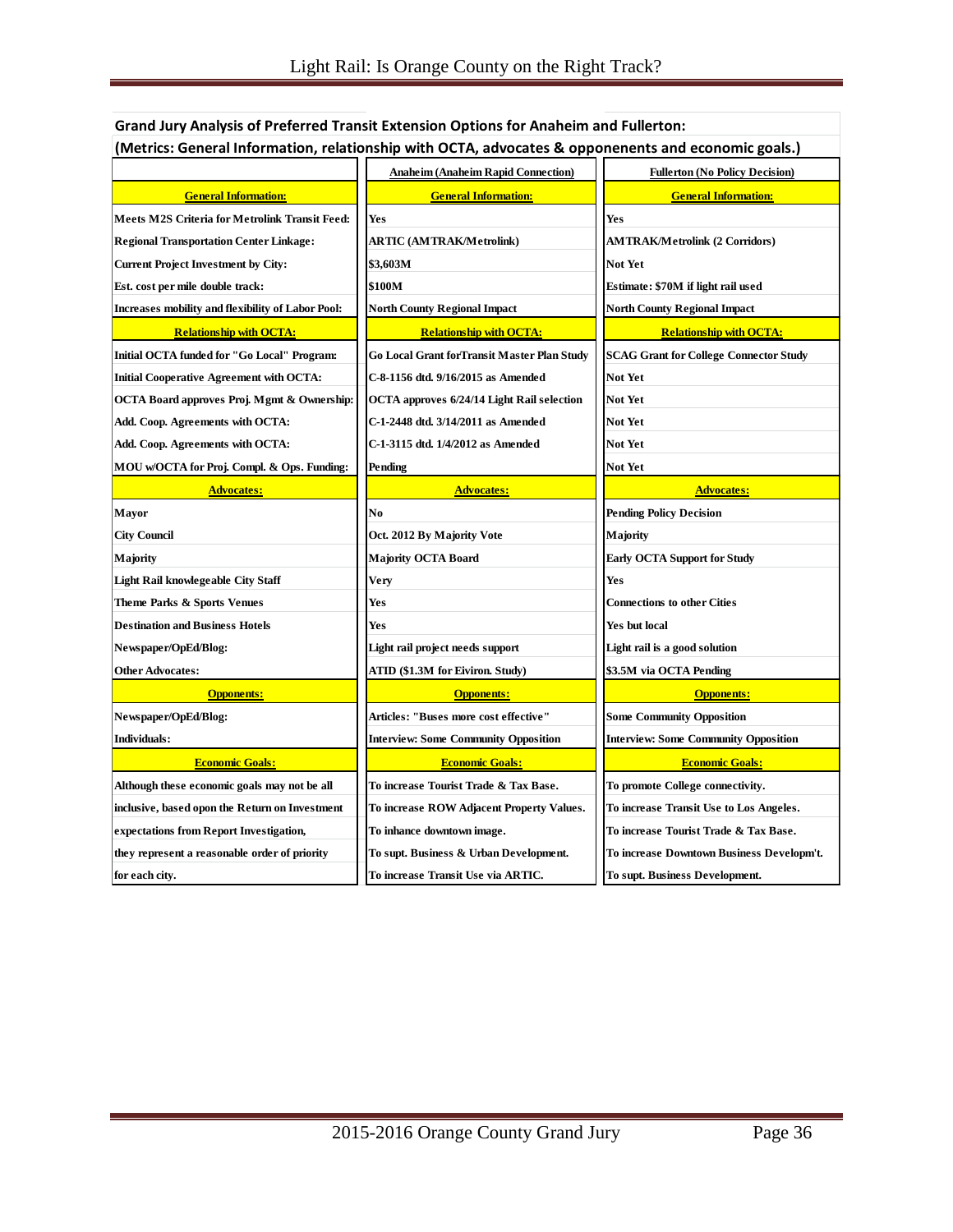**Grand Jury Analysis of Preferred Transit Extension Options for Anaheim and Fullerton:**

**(Metrics: General Information, relationship with OCTA, advocates & opponents and economic goals.)**

| | Anaheim (Anaheim Rapid Connection) | Fullerton (No Policy Decision) |
|---|---|---|
| **General Information:** | **General Information:** | **General Information:** |
| Meets M2S Criteria for Metrolink Transit Feed: | Yes | Yes |
| Regional Transportation Center Linkage: | ARTIC (AMTRAK/Metrolink) | AMTRAK/Metrolink (2 Corridors) |
| Current Project Investment by City: | $3,603M | Not Yet |
| Est. cost per mile double track: | $100M | Estimate: $70M if light rail used |
| Increases mobility and flexibility of Labor Pool: | North County Regional Impact | North County Regional Impact |
| **Relationship with OCTA:** | **Relationship with OCTA:** | **Relationship with OCTA:** |
| Initial OCTA funded for "Go Local" Program: | Go Local Grant forTransit Master Plan Study | SCAG Grant for College Connector Study |
| Initial Cooperative Agreement with OCTA: | C-8-1156 dtd. 9/16/2015 as Amended | Not Yet |
| OCTA Board approves Proj. Mgmt & Ownership: | OCTA approves 6/24/14 Light Rail selection | Not Yet |
| Add. Coop. Agreements with OCTA: | C-1-2448 dtd. 3/14/2011 as Amended | Not Yet |
| Add. Coop. Agreements with OCTA: | C-1-3115 dtd. 1/4/2012 as Amended | Not Yet |
| MOU w/OCTA for Proj. Compl. & Ops. Funding: | Pending | Not Yet |
| **Advocates:** | **Advocates:** | **Advocates:** |
| Mayor | No | Pending Policy Decision |
| City Council | Oct. 2012 By Majority Vote | Majority |
| Majority | Majority OCTA Board | Early OCTA Support for Study |
| Light Rail knowlegeable City Staff | Very | Yes |
| Theme Parks & Sports Venues | Yes | Connections to other Cities |
| Destination and Business Hotels | Yes | Yes but local |
| Newspaper/OpEd/Blog: | Light rail project needs support | Light rail is a good solution |
| Other Advocates: | ATID ($1.3M for Eiviron. Study) | $3.5M via OCTA Pending |
| **Opponents:** | **Opponents:** | **Opponents:** |
| Newspaper/OpEd/Blog: | Articles: "Buses more cost effective" | Some Community Opposition |
| Individuals: | Interview: Some Community Opposition | Interview: Some Community Opposition |
| **Economic Goals:** | **Economic Goals:** | **Economic Goals:** |
| Although these economic goals may not be all | To increase Tourist Trade & Tax Base. | To promote College connectivity. |
| inclusive, based opon the Return on Investment | To increase ROW Adjacent Property Values. | To increase Transit Use to Los Angeles. |
| expectations from Report Investigation, | To inhance downtown image. | To increase Tourist Trade & Tax Base. |
| they represent a reasonable order of priority | To supt. Business & Urban Development. | To increase Downtown Business Developm't. |
| for each city. | To increase Transit Use via ARTIC. | To supt. Business Development. |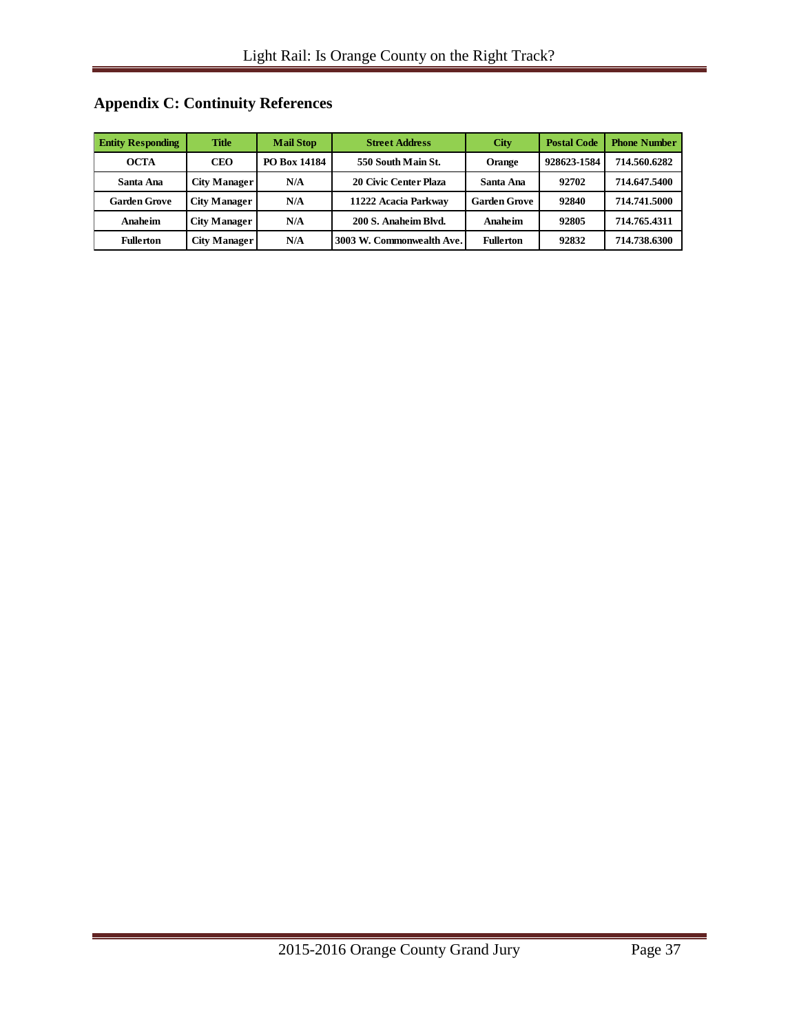## Appendix C: Continuity References

| Entity Responding | Title | Mail Stop | Street Address | City | Postal Code | Phone Number |
|---|---|---|---|---|---|---|
| OCTA | CEO | PO Box 14184 | 550 South Main St. | Orange | 928623-1584 | 714.560.6282 |
| Santa Ana | City Manager | N/A | 20 Civic Center Plaza | Santa Ana | 92702 | 714.647.5400 |
| Garden Grove | City Manager | N/A | 11222 Acacia Parkway | Garden Grove | 92840 | 714.741.5000 |
| Anaheim | City Manager | N/A | 200 S. Anaheim Blvd. | Anaheim | 92805 | 714.765.4311 |
| Fullerton | City Manager | N/A | 3003 W. Commonwealth Ave. | Fullerton | 92832 | 714.738.6300 |